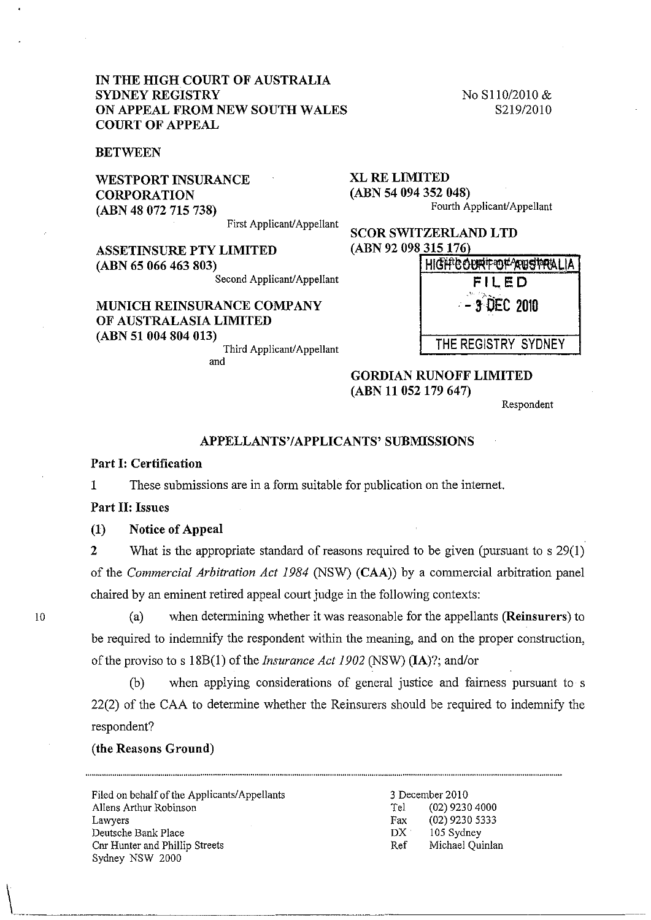**IN THE HIGH COURT OF AUSTRALIA**
**SYDNEY REGISTRY**
**ON APPEAL FROM NEW SOUTH WALES COURT OF APPEAL**

No S110/2010 &
S219/2010

**BETWEEN**

**WESTPORT INSURANCE CORPORATION**
**(ABN 48 072 715 738)**
First Applicant/Appellant

**ASSETINSURE PTY LIMITED**
**(ABN 65 066 463 803)**
Second Applicant/Appellant

**MUNICH REINSURANCE COMPANY OF AUSTRALASIA LIMITED**
**(ABN 51 004 804 013)**
Third Applicant/Appellant

**XL RE LIMITED**
**(ABN 54 094 352 048)**
Fourth Applicant/Appellant

**SCOR SWITZERLAND LTD**
**(ABN 92 098 315 176)**
Fifth Applicant/Appellant

and

**GORDIAN RUNOFF LIMITED**
**(ABN 11 052 179 647)**
Respondent

HIGH COURT OF AUSTRALIA
FILED
3 DEC 2010
THE REGISTRY SYDNEY

## APPELLANTS'/APPLICANTS' SUBMISSIONS

### Part I: Certification

1 These submissions are in a form suitable for publication on the internet.

### Part II: Issues

**(1) Notice of Appeal**

2 What is the appropriate standard of reasons required to be given (pursuant to s 29(1) of the *Commercial Arbitration Act 1984* (NSW) (**CAA**)) by a commercial arbitration panel chaired by an eminent retired appeal court judge in the following contexts:

(a) when determining whether it was reasonable for the appellants (**Reinsurers**) to be required to indemnify the respondent within the meaning, and on the proper construction, of the proviso to s 18B(1) of the *Insurance Act 1902* (NSW) (**IA**)?; and/or

(b) when applying considerations of general justice and fairness pursuant to s 22(2) of the CAA to determine whether the Reinsurers should be required to indemnify the respondent?

**(the Reasons Ground)**

---

Filed on behalf of the Applicants/Appellants
Allens Arthur Robinson
Lawyers
Deutsche Bank Place
Cnr Hunter and Phillip Streets
Sydney NSW 2000

3 December 2010
Tel (02) 9230 4000
Fax (02) 9230 5333
DX 105 Sydney
Ref Michael Quinlan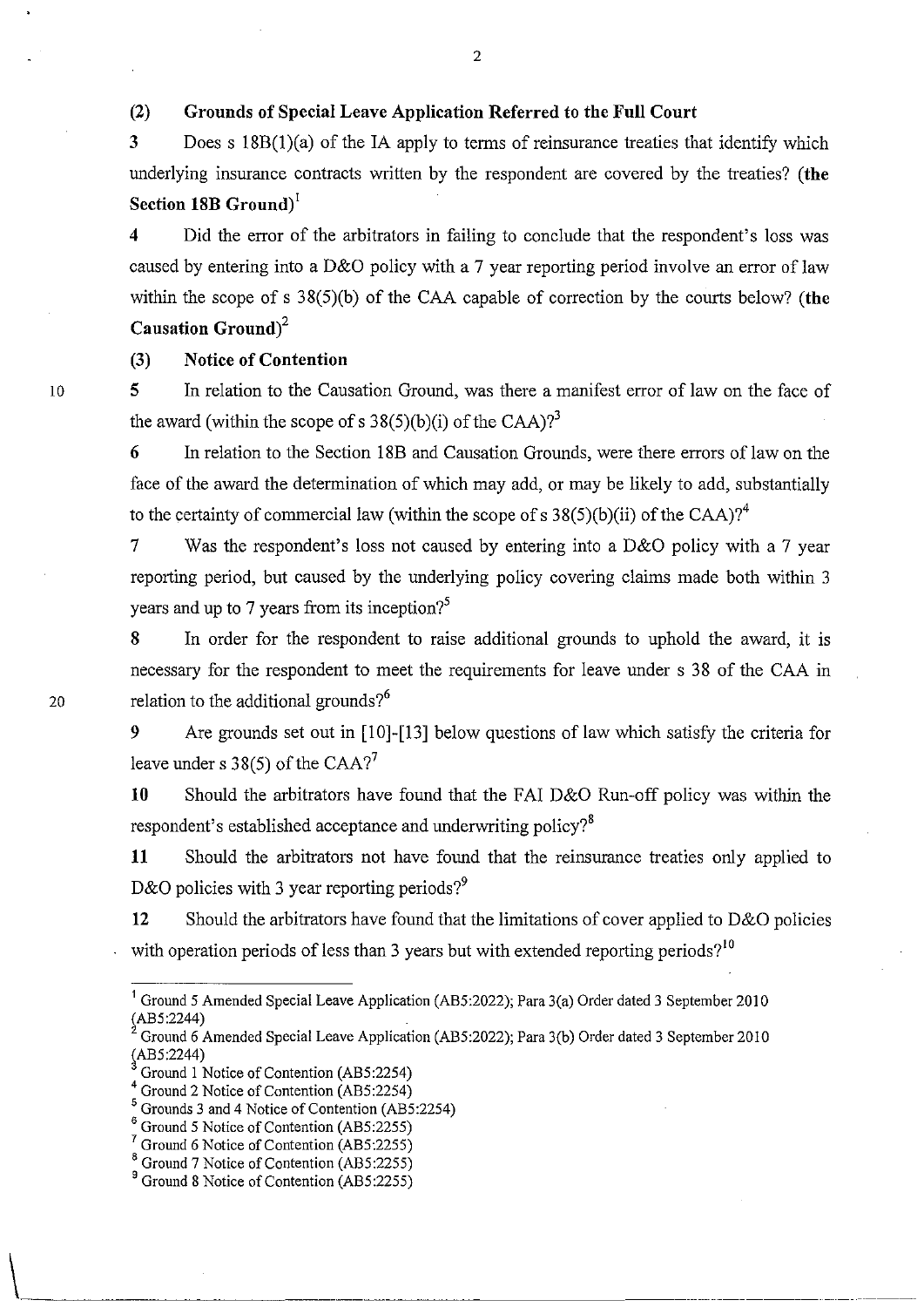### (2) Grounds of Special Leave Application Referred to the Full Court

**3** Does s 18B(1)(a) of the IA apply to terms of reinsurance treaties that identify which underlying insurance contracts written by the respondent are covered by the treaties? **(the Section 18B Ground)**[1]

**4** Did the error of the arbitrators in failing to conclude that the respondent's loss was caused by entering into a D&O policy with a 7 year reporting period involve an error of law within the scope of s 38(5)(b) of the CAA capable of correction by the courts below? **(the Causation Ground)**[2]

### (3) Notice of Contention

**5** In relation to the Causation Ground, was there a manifest error of law on the face of the award (within the scope of s 38(5)(b)(i) of the CAA)?[3]

**6** In relation to the Section 18B and Causation Grounds, were there errors of law on the face of the award the determination of which may add, or may be likely to add, substantially to the certainty of commercial law (within the scope of s 38(5)(b)(ii) of the CAA)?[4]

**7** Was the respondent's loss not caused by entering into a D&O policy with a 7 year reporting period, but caused by the underlying policy covering claims made both within 3 years and up to 7 years from its inception?[5]

**8** In order for the respondent to raise additional grounds to uphold the award, it is necessary for the respondent to meet the requirements for leave under s 38 of the CAA in relation to the additional grounds?[6]

**9** Are grounds set out in [10]-[13] below questions of law which satisfy the criteria for leave under s 38(5) of the CAA?[7]

**10** Should the arbitrators have found that the FAI D&O Run-off policy was within the respondent's established acceptance and underwriting policy?[8]

**11** Should the arbitrators not have found that the reinsurance treaties only applied to D&O policies with 3 year reporting periods?[9]

**12** Should the arbitrators have found that the limitations of cover applied to D&O policies with operation periods of less than 3 years but with extended reporting periods?[10]

---

[1] Ground 5 Amended Special Leave Application (AB5:2022); Para 3(a) Order dated 3 September 2010 (AB5:2244)

[2] Ground 6 Amended Special Leave Application (AB5:2022); Para 3(b) Order dated 3 September 2010 (AB5:2244)

[3] Ground 1 Notice of Contention (AB5:2254)

[4] Ground 2 Notice of Contention (AB5:2254)

[5] Grounds 3 and 4 Notice of Contention (AB5:2254)

[6] Ground 5 Notice of Contention (AB5:2255)

[7] Ground 6 Notice of Contention (AB5:2255)

[8] Ground 7 Notice of Contention (AB5:2255)

[9] Ground 8 Notice of Contention (AB5:2255)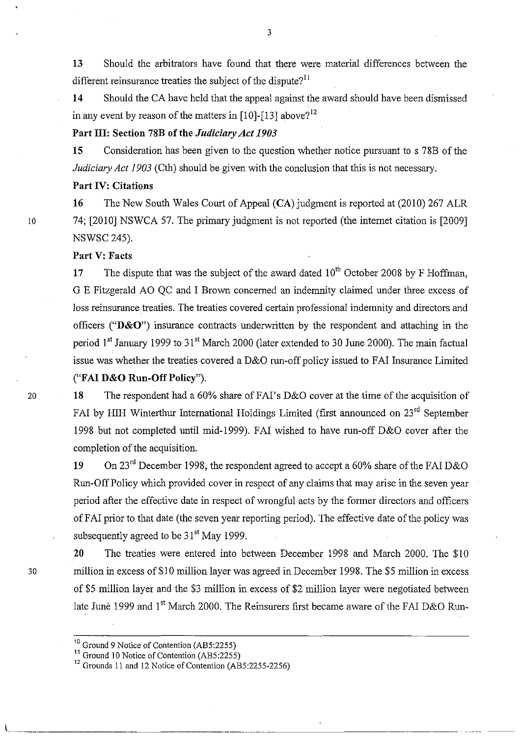**13** Should the arbitrators have found that there were material differences between the different reinsurance treaties the subject of the dispute?[11]

**14** Should the CA have held that the appeal against the award should have been dismissed in any event by reason of the matters in [10]-[13] above?[12]

**Part III: Section 78B of the *Judiciary Act 1903***

**15** Consideration has been given to the question whether notice pursuant to s 78B of the *Judiciary Act 1903* (Cth) should be given with the conclusion that this is not necessary.

**Part IV: Citations**

**16** The New South Wales Court of Appeal (**CA**) judgment is reported at (2010) 267 ALR 74; [2010] NSWCA 57. The primary judgment is not reported (the internet citation is [2009] NSWSC 245).

**Part V: Facts**

**17** The dispute that was the subject of the award dated 10th October 2008 by F Hoffman, G E Fitzgerald AO QC and I Brown concerned an indemnity claimed under three excess of loss reinsurance treaties. The treaties covered certain professional indemnity and directors and officers ("**D&O**") insurance contracts underwritten by the respondent and attaching in the period 1st January 1999 to 31st March 2000 (later extended to 30 June 2000). The main factual issue was whether the treaties covered a D&O run-off policy issued to FAI Insurance Limited ("**FAI D&O Run-Off Policy**").

**18** The respondent had a 60% share of FAI's D&O cover at the time of the acquisition of FAI by HIH Winterthur International Holdings Limited (first announced on 23rd September 1998 but not completed until mid-1999). FAI wished to have run-off D&O cover after the completion of the acquisition.

**19** On 23rd December 1998, the respondent agreed to accept a 60% share of the FAI D&O Run-Off Policy which provided cover in respect of any claims that may arise in the seven year period after the effective date in respect of wrongful acts by the former directors and officers of FAI prior to that date (the seven year reporting period). The effective date of the policy was subsequently agreed to be 31st May 1999.

**20** The treaties were entered into between December 1998 and March 2000. The $10 million in excess of $10 million layer was agreed in December 1998. The $5 million in excess of $5 million layer and the $3 million in excess of $2 million layer were negotiated between late June 1999 and 1st March 2000. The Reinsurers first became aware of the FAI D&O Run-

---

[10] Ground 9 Notice of Contention (AB5:2255)

[11] Ground 10 Notice of Contention (AB5:2255)

[12] Grounds 11 and 12 Notice of Contention (AB5:2255-2256)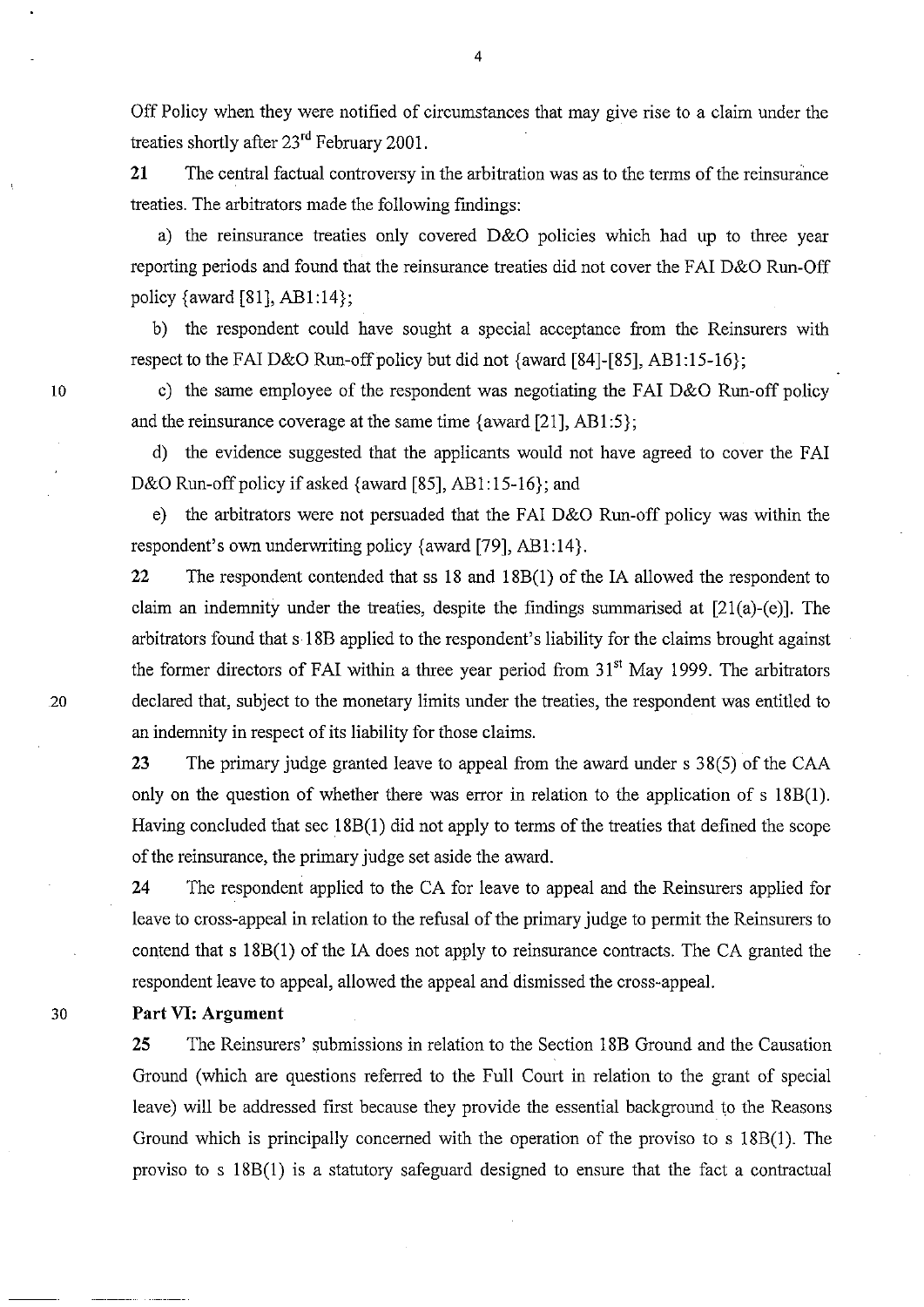Off Policy when they were notified of circumstances that may give rise to a claim under the treaties shortly after 23rd February 2001.

**21** The central factual controversy in the arbitration was as to the terms of the reinsurance treaties. The arbitrators made the following findings:

a) the reinsurance treaties only covered D&O policies which had up to three year reporting periods and found that the reinsurance treaties did not cover the FAI D&O Run-Off policy {award [81], AB1:14};

b) the respondent could have sought a special acceptance from the Reinsurers with respect to the FAI D&O Run-off policy but did not {award [84]-[85], AB1:15-16};

c) the same employee of the respondent was negotiating the FAI D&O Run-off policy and the reinsurance coverage at the same time {award [21], AB1:5};

d) the evidence suggested that the applicants would not have agreed to cover the FAI D&O Run-off policy if asked {award [85], AB1:15-16}; and

e) the arbitrators were not persuaded that the FAI D&O Run-off policy was within the respondent's own underwriting policy {award [79], AB1:14}.

**22** The respondent contended that ss 18 and 18B(1) of the IA allowed the respondent to claim an indemnity under the treaties, despite the findings summarised at [21(a)-(e)]. The arbitrators found that s 18B applied to the respondent's liability for the claims brought against the former directors of FAI within a three year period from 31st May 1999. The arbitrators declared that, subject to the monetary limits under the treaties, the respondent was entitled to an indemnity in respect of its liability for those claims.

**23** The primary judge granted leave to appeal from the award under s 38(5) of the CAA only on the question of whether there was error in relation to the application of s 18B(1). Having concluded that sec 18B(1) did not apply to terms of the treaties that defined the scope of the reinsurance, the primary judge set aside the award.

**24** The respondent applied to the CA for leave to appeal and the Reinsurers applied for leave to cross-appeal in relation to the refusal of the primary judge to permit the Reinsurers to contend that s 18B(1) of the IA does not apply to reinsurance contracts. The CA granted the respondent leave to appeal, allowed the appeal and dismissed the cross-appeal.

**Part VI: Argument**

**25** The Reinsurers' submissions in relation to the Section 18B Ground and the Causation Ground (which are questions referred to the Full Court in relation to the grant of special leave) will be addressed first because they provide the essential background to the Reasons Ground which is principally concerned with the operation of the proviso to s 18B(1). The proviso to s 18B(1) is a statutory safeguard designed to ensure that the fact a contractual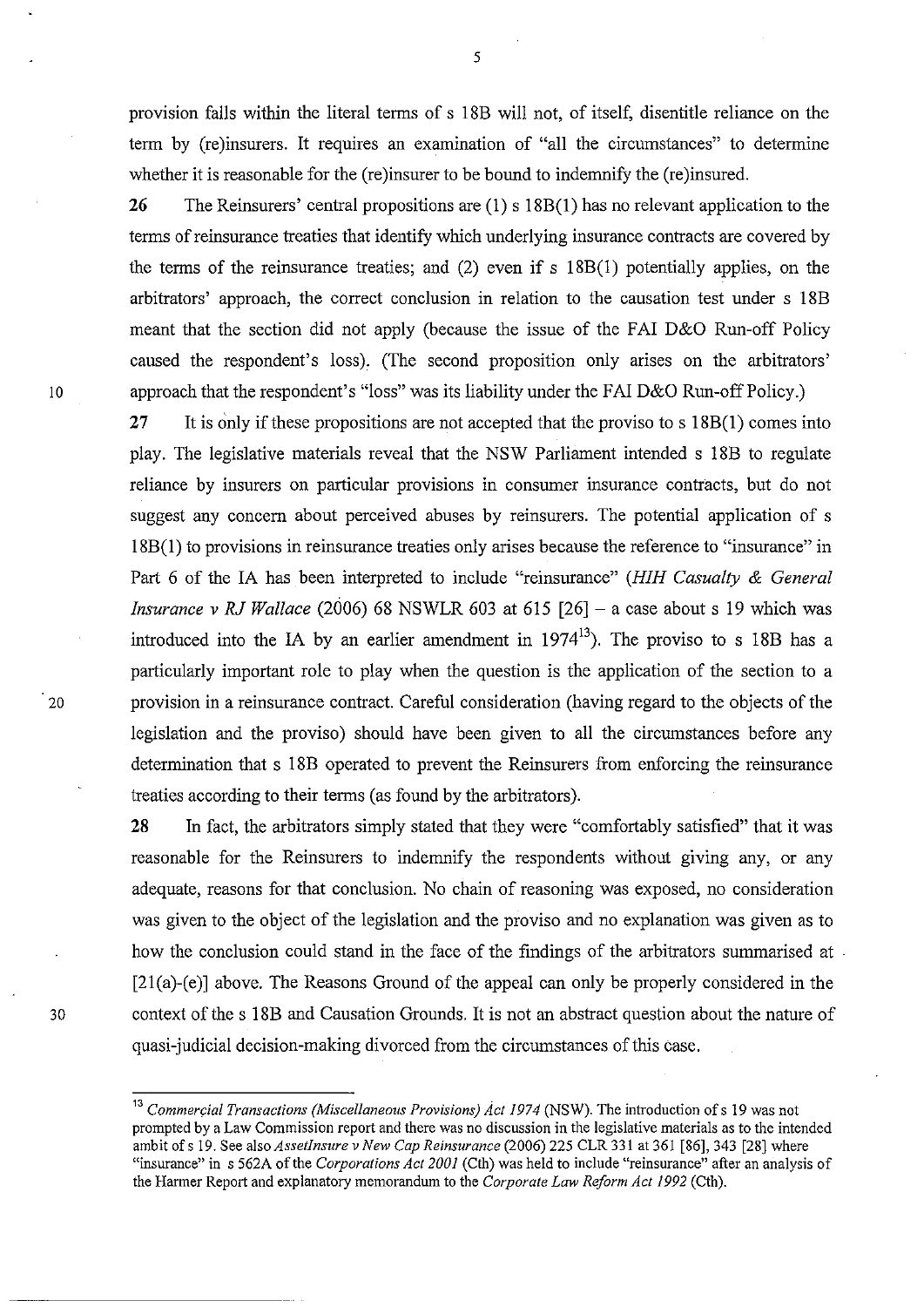provision falls within the literal terms of s 18B will not, of itself, disentitle reliance on the term by (re)insurers. It requires an examination of "all the circumstances" to determine whether it is reasonable for the (re)insurer to be bound to indemnify the (re)insured.

**26** The Reinsurers' central propositions are (1) s 18B(1) has no relevant application to the terms of reinsurance treaties that identify which underlying insurance contracts are covered by the terms of the reinsurance treaties; and (2) even if s 18B(1) potentially applies, on the arbitrators' approach, the correct conclusion in relation to the causation test under s 18B meant that the section did not apply (because the issue of the FAI D&O Run-off Policy caused the respondent's loss). (The second proposition only arises on the arbitrators' approach that the respondent's "loss" was its liability under the FAI D&O Run-off Policy.)

**27** It is only if these propositions are not accepted that the proviso to s 18B(1) comes into play. The legislative materials reveal that the NSW Parliament intended s 18B to regulate reliance by insurers on particular provisions in consumer insurance contracts, but do not suggest any concern about perceived abuses by reinsurers. The potential application of s 18B(1) to provisions in reinsurance treaties only arises because the reference to "insurance" in Part 6 of the IA has been interpreted to include "reinsurance" (*HIH Casualty & General Insurance v RJ Wallace* (2006) 68 NSWLR 603 at 615 [26] – a case about s 19 which was introduced into the IA by an earlier amendment in 1974[13]). The proviso to s 18B has a particularly important role to play when the question is the application of the section to a provision in a reinsurance contract. Careful consideration (having regard to the objects of the legislation and the proviso) should have been given to all the circumstances before any determination that s 18B operated to prevent the Reinsurers from enforcing the reinsurance treaties according to their terms (as found by the arbitrators).

**28** In fact, the arbitrators simply stated that they were "comfortably satisfied" that it was reasonable for the Reinsurers to indemnify the respondents without giving any, or any adequate, reasons for that conclusion. No chain of reasoning was exposed, no consideration was given to the object of the legislation and the proviso and no explanation was given as to how the conclusion could stand in the face of the findings of the arbitrators summarised at [21(a)-(e)] above. The Reasons Ground of the appeal can only be properly considered in the context of the s 18B and Causation Grounds. It is not an abstract question about the nature of quasi-judicial decision-making divorced from the circumstances of this case.

---

[13] *Commercial Transactions (Miscellaneous Provisions) Act 1974* (NSW). The introduction of s 19 was not prompted by a Law Commission report and there was no discussion in the legislative materials as to the intended ambit of s 19. See also *AssetInsure v New Cap Reinsurance* (2006) 225 CLR 331 at 361 [86], 343 [28] where "insurance" in s 562A of the *Corporations Act 2001* (Cth) was held to include "reinsurance" after an analysis of the Harmer Report and explanatory memorandum to the *Corporate Law Reform Act 1992* (Cth).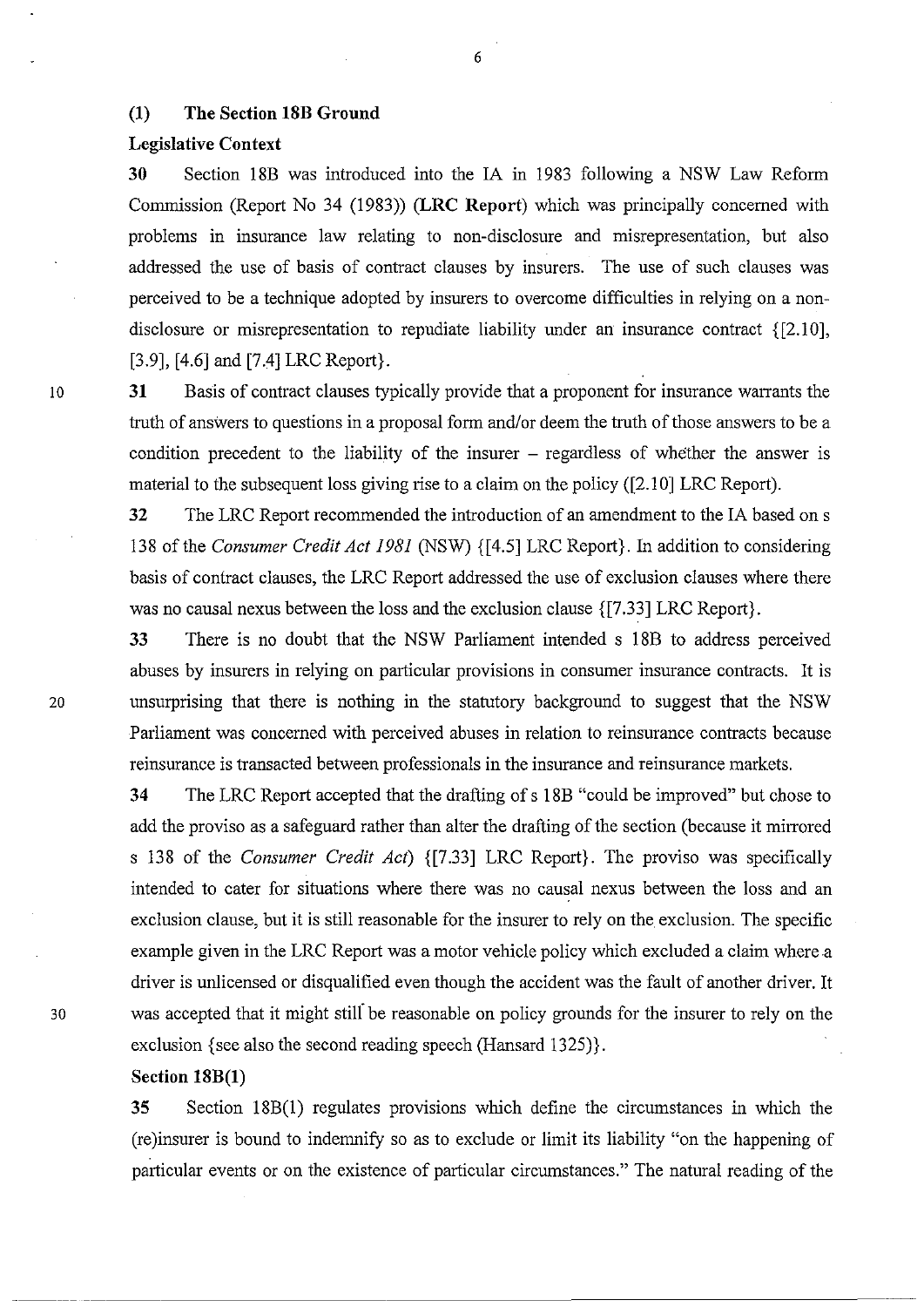## (1) The Section 18B Ground

### Legislative Context

**30** Section 18B was introduced into the IA in 1983 following a NSW Law Reform Commission (Report No 34 (1983)) (**LRC Report**) which was principally concerned with problems in insurance law relating to non-disclosure and misrepresentation, but also addressed the use of basis of contract clauses by insurers. The use of such clauses was perceived to be a technique adopted by insurers to overcome difficulties in relying on a non-disclosure or misrepresentation to repudiate liability under an insurance contract {[2.10], [3.9], [4.6] and [7.4] LRC Report}.

**31** Basis of contract clauses typically provide that a proponent for insurance warrants the truth of answers to questions in a proposal form and/or deem the truth of those answers to be a condition precedent to the liability of the insurer – regardless of whether the answer is material to the subsequent loss giving rise to a claim on the policy ([2.10] LRC Report).

**32** The LRC Report recommended the introduction of an amendment to the IA based on s 138 of the *Consumer Credit Act 1981* (NSW) {[4.5] LRC Report}. In addition to considering basis of contract clauses, the LRC Report addressed the use of exclusion clauses where there was no causal nexus between the loss and the exclusion clause {[7.33] LRC Report}.

**33** There is no doubt that the NSW Parliament intended s 18B to address perceived abuses by insurers in relying on particular provisions in consumer insurance contracts. It is unsurprising that there is nothing in the statutory background to suggest that the NSW Parliament was concerned with perceived abuses in relation to reinsurance contracts because reinsurance is transacted between professionals in the insurance and reinsurance markets.

**34** The LRC Report accepted that the drafting of s 18B "could be improved" but chose to add the proviso as a safeguard rather than alter the drafting of the section (because it mirrored s 138 of the *Consumer Credit Act*) {[7.33] LRC Report}. The proviso was specifically intended to cater for situations where there was no causal nexus between the loss and an exclusion clause, but it is still reasonable for the insurer to rely on the exclusion. The specific example given in the LRC Report was a motor vehicle policy which excluded a claim where a driver is unlicensed or disqualified even though the accident was the fault of another driver. It was accepted that it might still be reasonable on policy grounds for the insurer to rely on the exclusion {see also the second reading speech (Hansard 1325)}.

### Section 18B(1)

**35** Section 18B(1) regulates provisions which define the circumstances in which the (re)insurer is bound to indemnify so as to exclude or limit its liability "on the happening of particular events or on the existence of particular circumstances." The natural reading of the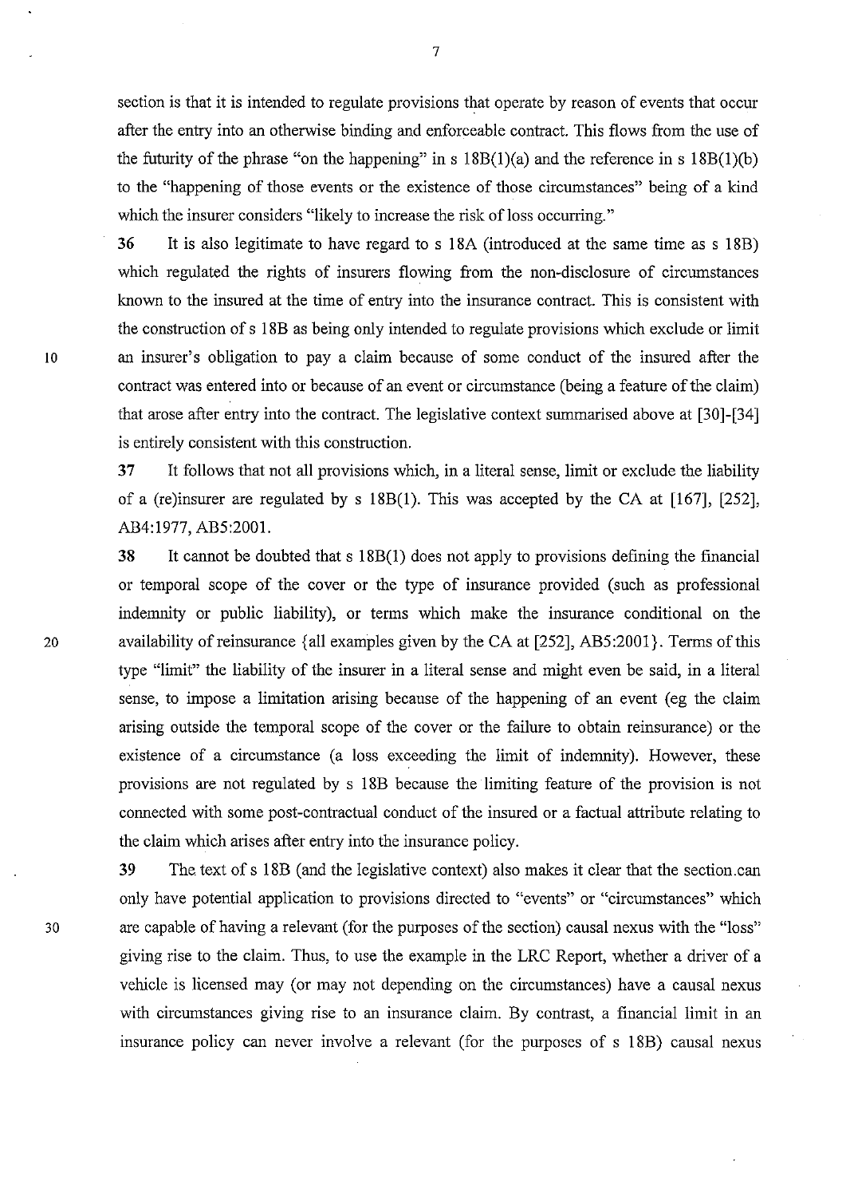section is that it is intended to regulate provisions that operate by reason of events that occur after the entry into an otherwise binding and enforceable contract. This flows from the use of the futurity of the phrase "on the happening" in s 18B(1)(a) and the reference in s 18B(1)(b) to the "happening of those events or the existence of those circumstances" being of a kind which the insurer considers "likely to increase the risk of loss occurring."

**36** It is also legitimate to have regard to s 18A (introduced at the same time as s 18B) which regulated the rights of insurers flowing from the non-disclosure of circumstances known to the insured at the time of entry into the insurance contract. This is consistent with the construction of s 18B as being only intended to regulate provisions which exclude or limit an insurer's obligation to pay a claim because of some conduct of the insured after the contract was entered into or because of an event or circumstance (being a feature of the claim) that arose after entry into the contract. The legislative context summarised above at [30]-[34] is entirely consistent with this construction.

**37** It follows that not all provisions which, in a literal sense, limit or exclude the liability of a (re)insurer are regulated by s 18B(1). This was accepted by the CA at [167], [252], AB4:1977, AB5:2001.

**38** It cannot be doubted that s 18B(1) does not apply to provisions defining the financial or temporal scope of the cover or the type of insurance provided (such as professional indemnity or public liability), or terms which make the insurance conditional on the availability of reinsurance {all examples given by the CA at [252], AB5:2001}. Terms of this type "limit" the liability of the insurer in a literal sense and might even be said, in a literal sense, to impose a limitation arising because of the happening of an event (eg the claim arising outside the temporal scope of the cover or the failure to obtain reinsurance) or the existence of a circumstance (a loss exceeding the limit of indemnity). However, these provisions are not regulated by s 18B because the limiting feature of the provision is not connected with some post-contractual conduct of the insured or a factual attribute relating to the claim which arises after entry into the insurance policy.

**39** The text of s 18B (and the legislative context) also makes it clear that the section can only have potential application to provisions directed to "events" or "circumstances" which are capable of having a relevant (for the purposes of the section) causal nexus with the "loss" giving rise to the claim. Thus, to use the example in the LRC Report, whether a driver of a vehicle is licensed may (or may not depending on the circumstances) have a causal nexus with circumstances giving rise to an insurance claim. By contrast, a financial limit in an insurance policy can never involve a relevant (for the purposes of s 18B) causal nexus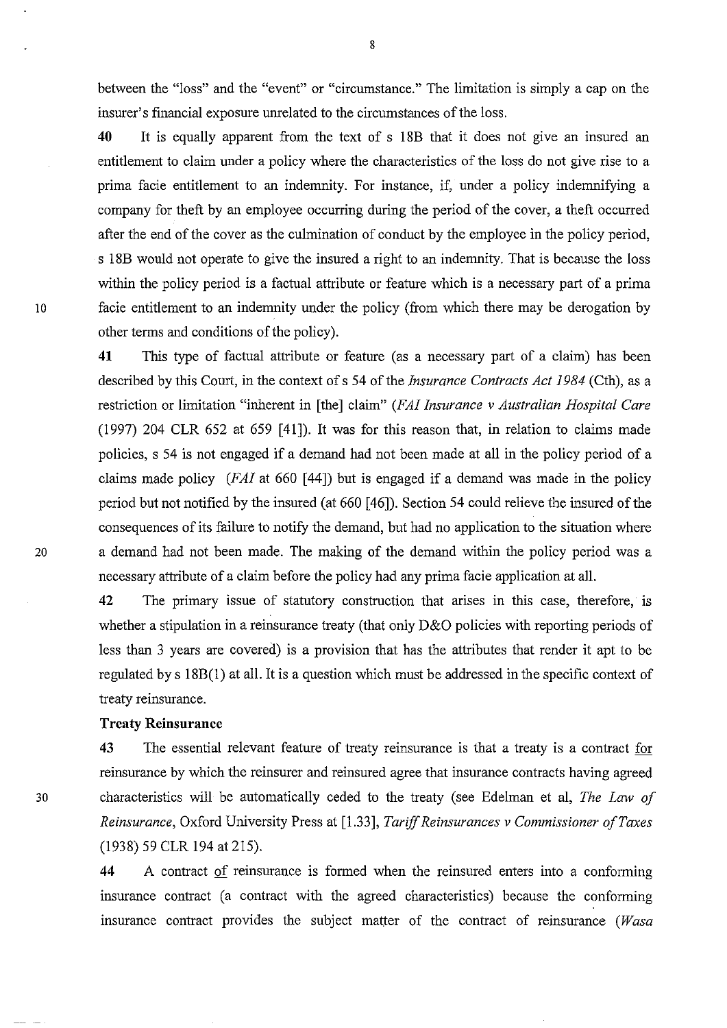between the "loss" and the "event" or "circumstance." The limitation is simply a cap on the insurer's financial exposure unrelated to the circumstances of the loss.

**40** It is equally apparent from the text of s 18B that it does not give an insured an entitlement to claim under a policy where the characteristics of the loss do not give rise to a prima facie entitlement to an indemnity. For instance, if, under a policy indemnifying a company for theft by an employee occurring during the period of the cover, a theft occurred after the end of the cover as the culmination of conduct by the employee in the policy period, s 18B would not operate to give the insured a right to an indemnity. That is because the loss within the policy period is a factual attribute or feature which is a necessary part of a prima facie entitlement to an indemnity under the policy (from which there may be derogation by other terms and conditions of the policy).

**41** This type of factual attribute or feature (as a necessary part of a claim) has been described by this Court, in the context of s 54 of the *Insurance Contracts Act 1984* (Cth), as a restriction or limitation "inherent in [the] claim" (*FAI Insurance v Australian Hospital Care* (1997) 204 CLR 652 at 659 [41]). It was for this reason that, in relation to claims made policies, s 54 is not engaged if a demand had not been made at all in the policy period of a claims made policy (*FAI* at 660 [44]) but is engaged if a demand was made in the policy period but not notified by the insured (at 660 [46]). Section 54 could relieve the insured of the consequences of its failure to notify the demand, but had no application to the situation where a demand had not been made. The making of the demand within the policy period was a necessary attribute of a claim before the policy had any prima facie application at all.

**42** The primary issue of statutory construction that arises in this case, therefore, is whether a stipulation in a reinsurance treaty (that only D&O policies with reporting periods of less than 3 years are covered) is a provision that has the attributes that render it apt to be regulated by s 18B(1) at all. It is a question which must be addressed in the specific context of treaty reinsurance.

**Treaty Reinsurance**

**43** The essential relevant feature of treaty reinsurance is that a treaty is a contract <u>for</u> reinsurance by which the reinsurer and reinsured agree that insurance contracts having agreed characteristics will be automatically ceded to the treaty (see Edelman et al, *The Law of Reinsurance*, Oxford University Press at [1.33], *Tariff Reinsurances v Commissioner of Taxes* (1938) 59 CLR 194 at 215).

**44** A contract <u>of</u> reinsurance is formed when the reinsured enters into a conforming insurance contract (a contract with the agreed characteristics) because the conforming insurance contract provides the subject matter of the contract of reinsurance (*Wasa*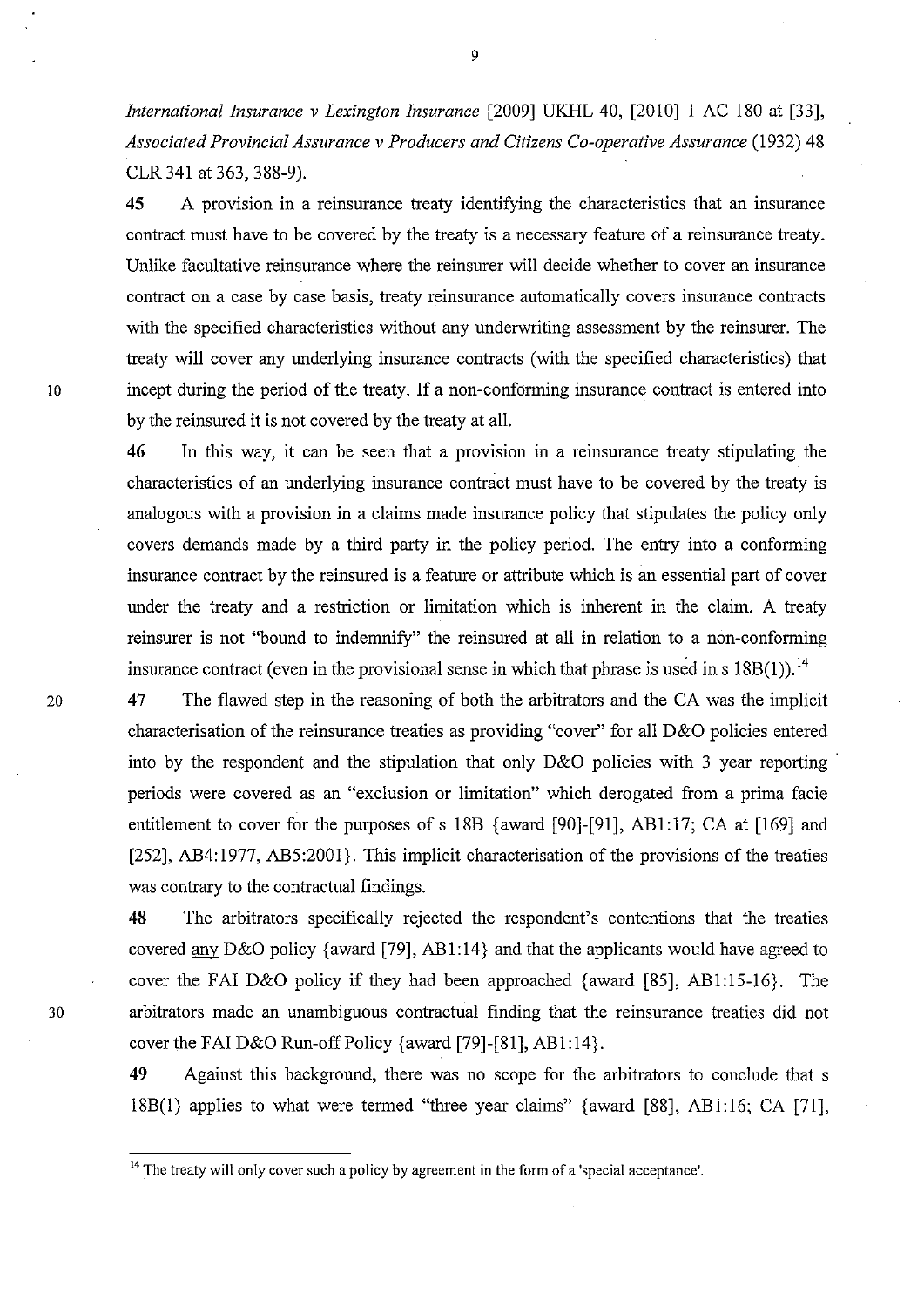*International Insurance v Lexington Insurance* [2009] UKHL 40, [2010] 1 AC 180 at [33], *Associated Provincial Assurance v Producers and Citizens Co-operative Assurance* (1932) 48 CLR 341 at 363, 388-9).

**45** A provision in a reinsurance treaty identifying the characteristics that an insurance contract must have to be covered by the treaty is a necessary feature of a reinsurance treaty. Unlike facultative reinsurance where the reinsurer will decide whether to cover an insurance contract on a case by case basis, treaty reinsurance automatically covers insurance contracts with the specified characteristics without any underwriting assessment by the reinsurer. The treaty will cover any underlying insurance contracts (with the specified characteristics) that incept during the period of the treaty. If a non-conforming insurance contract is entered into by the reinsured it is not covered by the treaty at all.

**46** In this way, it can be seen that a provision in a reinsurance treaty stipulating the characteristics of an underlying insurance contract must have to be covered by the treaty is analogous with a provision in a claims made insurance policy that stipulates the policy only covers demands made by a third party in the policy period. The entry into a conforming insurance contract by the reinsured is a feature or attribute which is an essential part of cover under the treaty and a restriction or limitation which is inherent in the claim. A treaty reinsurer is not "bound to indemnify" the reinsured at all in relation to a non-conforming insurance contract (even in the provisional sense in which that phrase is used in s 18B(1)).[14]

**47** The flawed step in the reasoning of both the arbitrators and the CA was the implicit characterisation of the reinsurance treaties as providing "cover" for all D&O policies entered into by the respondent and the stipulation that only D&O policies with 3 year reporting periods were covered as an "exclusion or limitation" which derogated from a prima facie entitlement to cover for the purposes of s 18B {award [90]-[91], AB1:17; CA at [169] and [252], AB4:1977, AB5:2001}. This implicit characterisation of the provisions of the treaties was contrary to the contractual findings.

**48** The arbitrators specifically rejected the respondent's contentions that the treaties covered any D&O policy {award [79], AB1:14} and that the applicants would have agreed to cover the FAI D&O policy if they had been approached {award [85], AB1:15-16}. The arbitrators made an unambiguous contractual finding that the reinsurance treaties did not cover the FAI D&O Run-off Policy {award [79]-[81], AB1:14}.

**49** Against this background, there was no scope for the arbitrators to conclude that s 18B(1) applies to what were termed "three year claims" {award [88], AB1:16; CA [71],

---

[14] The treaty will only cover such a policy by agreement in the form of a 'special acceptance'.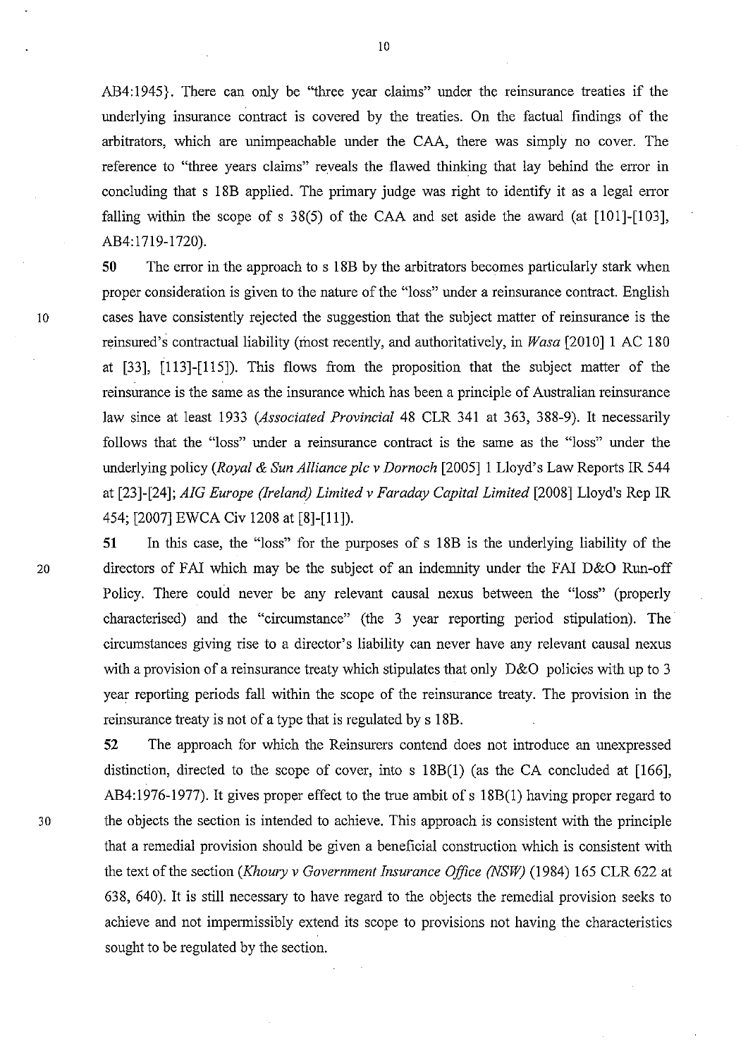AB4:1945}. There can only be "three year claims" under the reinsurance treaties if the underlying insurance contract is covered by the treaties. On the factual findings of the arbitrators, which are unimpeachable under the CAA, there was simply no cover. The reference to "three years claims" reveals the flawed thinking that lay behind the error in concluding that s 18B applied. The primary judge was right to identify it as a legal error falling within the scope of s 38(5) of the CAA and set aside the award (at [101]-[103], AB4:1719-1720).

**50** The error in the approach to s 18B by the arbitrators becomes particularly stark when proper consideration is given to the nature of the "loss" under a reinsurance contract. English cases have consistently rejected the suggestion that the subject matter of reinsurance is the reinsured's contractual liability (most recently, and authoritatively, in *Wasa* [2010] 1 AC 180 at [33], [113]-[115]). This flows from the proposition that the subject matter of the reinsurance is the same as the insurance which has been a principle of Australian reinsurance law since at least 1933 (*Associated Provincial* 48 CLR 341 at 363, 388-9). It necessarily follows that the "loss" under a reinsurance contract is the same as the "loss" under the underlying policy (*Royal & Sun Alliance plc v Dornoch* [2005] 1 Lloyd's Law Reports IR 544 at [23]-[24]; *AIG Europe (Ireland) Limited v Faraday Capital Limited* [2008] Lloyd's Rep IR 454; [2007] EWCA Civ 1208 at [8]-[11]).

**51** In this case, the "loss" for the purposes of s 18B is the underlying liability of the directors of FAI which may be the subject of an indemnity under the FAI D&O Run-off Policy. There could never be any relevant causal nexus between the "loss" (properly characterised) and the "circumstance" (the 3 year reporting period stipulation). The circumstances giving rise to a director's liability can never have any relevant causal nexus with a provision of a reinsurance treaty which stipulates that only D&O policies with up to 3 year reporting periods fall within the scope of the reinsurance treaty. The provision in the reinsurance treaty is not of a type that is regulated by s 18B.

**52** The approach for which the Reinsurers contend does not introduce an unexpressed distinction, directed to the scope of cover, into s 18B(1) (as the CA concluded at [166], AB4:1976-1977). It gives proper effect to the true ambit of s 18B(1) having proper regard to the objects the section is intended to achieve. This approach is consistent with the principle that a remedial provision should be given a beneficial construction which is consistent with the text of the section (*Khoury v Government Insurance Office (NSW)* (1984) 165 CLR 622 at 638, 640). It is still necessary to have regard to the objects the remedial provision seeks to achieve and not impermissibly extend its scope to provisions not having the characteristics sought to be regulated by the section.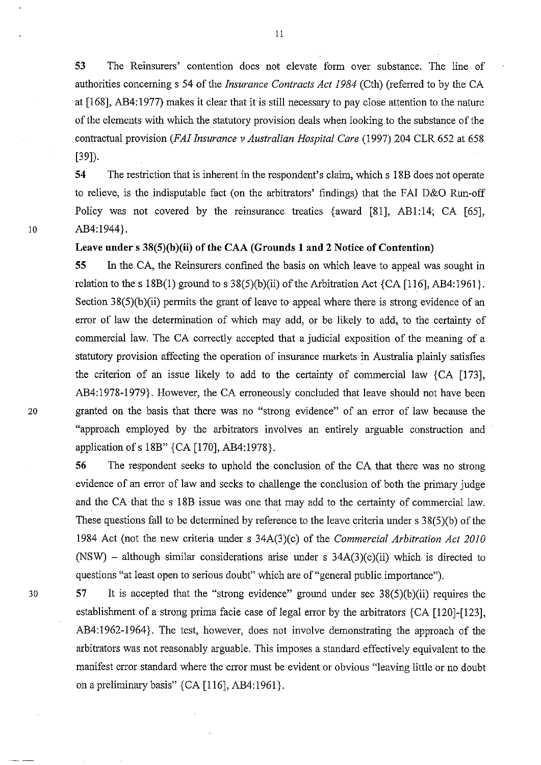**53** The Reinsurers' contention does not elevate form over substance. The line of authorities concerning s 54 of the *Insurance Contracts Act 1984* (Cth) (referred to by the CA at [168], AB4:1977) makes it clear that it is still necessary to pay close attention to the nature of the elements with which the statutory provision deals when looking to the substance of the contractual provision (*FAI Insurance v Australian Hospital Care* (1997) 204 CLR 652 at 658 [39]).

**54** The restriction that is inherent in the respondent's claim, which s 18B does not operate to relieve, is the indisputable fact (on the arbitrators' findings) that the FAI D&O Run-off Policy was not covered by the reinsurance treaties {award [81], AB1:14; CA [65], AB4:1944}.

**Leave under s 38(5)(b)(ii) of the CAA (Grounds 1 and 2 Notice of Contention)**

**55** In the CA, the Reinsurers confined the basis on which leave to appeal was sought in relation to the s 18B(1) ground to s 38(5)(b)(ii) of the Arbitration Act {CA [116], AB4:1961}. Section 38(5)(b)(ii) permits the grant of leave to appeal where there is strong evidence of an error of law the determination of which may add, or be likely to add, to the certainty of commercial law. The CA correctly accepted that a judicial exposition of the meaning of a statutory provision affecting the operation of insurance markets in Australia plainly satisfies the criterion of an issue likely to add to the certainty of commercial law {CA [173], AB4:1978-1979}. However, the CA erroneously concluded that leave should not have been granted on the basis that there was no "strong evidence" of an error of law because the "approach employed by the arbitrators involves an entirely arguable construction and application of s 18B" {CA [170], AB4:1978}.

**56** The respondent seeks to uphold the conclusion of the CA that there was no strong evidence of an error of law and seeks to challenge the conclusion of both the primary judge and the CA that the s 18B issue was one that may add to the certainty of commercial law. These questions fall to be determined by reference to the leave criteria under s 38(5)(b) of the 1984 Act (not the new criteria under s 34A(3)(c) of the *Commercial Arbitration Act 2010* (NSW) – although similar considerations arise under s 34A(3)(c)(ii) which is directed to questions "at least open to serious doubt" which are of "general public importance").

**57** It is accepted that the "strong evidence" ground under sec 38(5)(b)(ii) requires the establishment of a strong prima facie case of legal error by the arbitrators {CA [120]-[123], AB4:1962-1964}. The test, however, does not involve demonstrating the approach of the arbitrators was not reasonably arguable. This imposes a standard effectively equivalent to the manifest error standard where the error must be evident or obvious "leaving little or no doubt on a preliminary basis" {CA [116], AB4:1961}.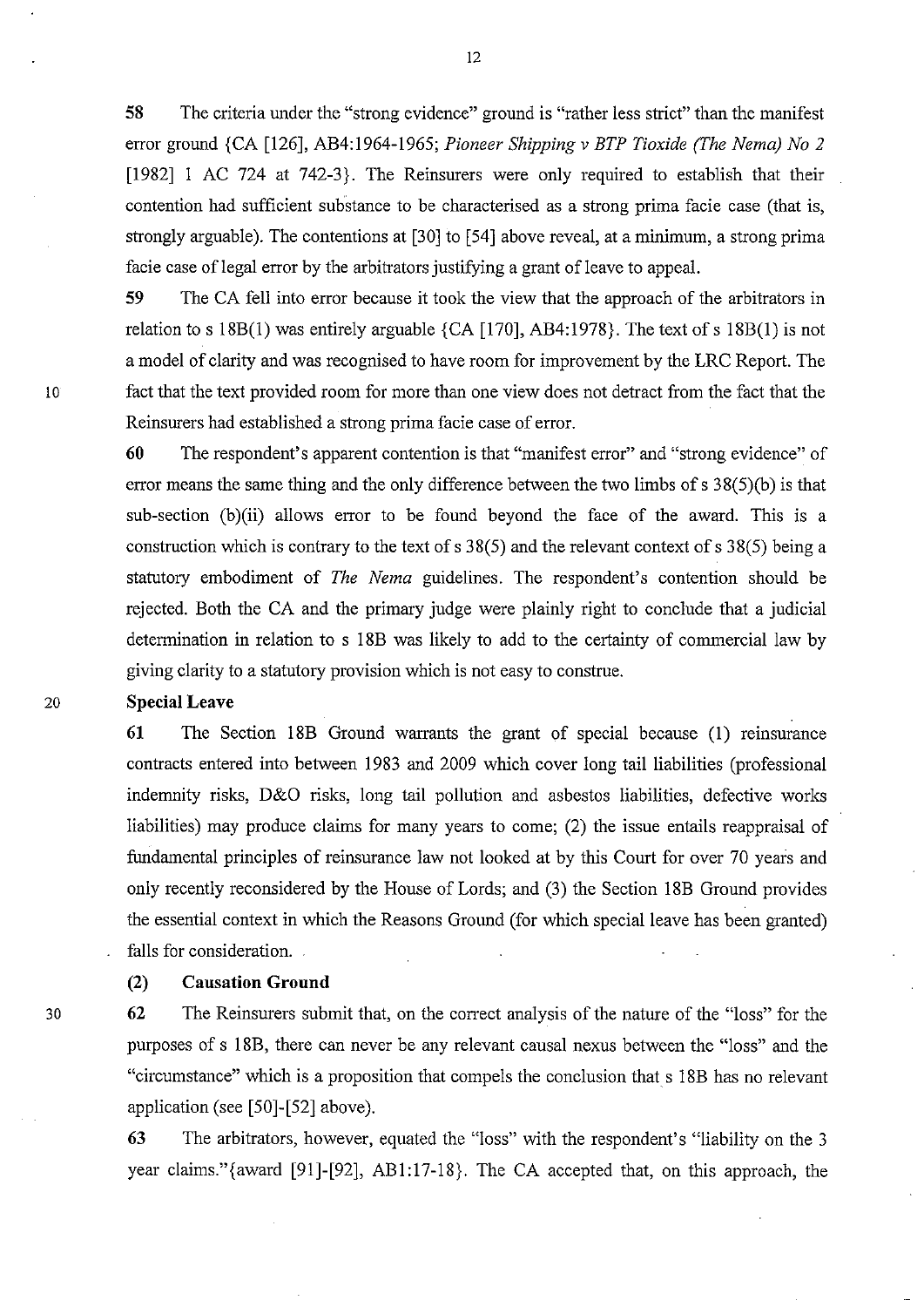**58** The criteria under the "strong evidence" ground is "rather less strict" than the manifest error ground {CA [126], AB4:1964-1965; *Pioneer Shipping v BTP Tioxide (The Nema) No 2* [1982] 1 AC 724 at 742-3}. The Reinsurers were only required to establish that their contention had sufficient substance to be characterised as a strong prima facie case (that is, strongly arguable). The contentions at [30] to [54] above reveal, at a minimum, a strong prima facie case of legal error by the arbitrators justifying a grant of leave to appeal.

**59** The CA fell into error because it took the view that the approach of the arbitrators in relation to s 18B(1) was entirely arguable {CA [170], AB4:1978}. The text of s 18B(1) is not a model of clarity and was recognised to have room for improvement by the LRC Report. The fact that the text provided room for more than one view does not detract from the fact that the Reinsurers had established a strong prima facie case of error.

**60** The respondent's apparent contention is that "manifest error" and "strong evidence" of error means the same thing and the only difference between the two limbs of s 38(5)(b) is that sub-section (b)(ii) allows error to be found beyond the face of the award. This is a construction which is contrary to the text of s 38(5) and the relevant context of s 38(5) being a statutory embodiment of *The Nema* guidelines. The respondent's contention should be rejected. Both the CA and the primary judge were plainly right to conclude that a judicial determination in relation to s 18B was likely to add to the certainty of commercial law by giving clarity to a statutory provision which is not easy to construe.

**Special Leave**

**61** The Section 18B Ground warrants the grant of special because (1) reinsurance contracts entered into between 1983 and 2009 which cover long tail liabilities (professional indemnity risks, D&O risks, long tail pollution and asbestos liabilities, defective works liabilities) may produce claims for many years to come; (2) the issue entails reappraisal of fundamental principles of reinsurance law not looked at by this Court for over 70 years and only recently reconsidered by the House of Lords; and (3) the Section 18B Ground provides the essential context in which the Reasons Ground (for which special leave has been granted) falls for consideration.

**(2) Causation Ground**

**62** The Reinsurers submit that, on the correct analysis of the nature of the "loss" for the purposes of s 18B, there can never be any relevant causal nexus between the "loss" and the "circumstance" which is a proposition that compels the conclusion that s 18B has no relevant application (see [50]-[52] above).

**63** The arbitrators, however, equated the "loss" with the respondent's "liability on the 3 year claims."{award [91]-[92], AB1:17-18}. The CA accepted that, on this approach, the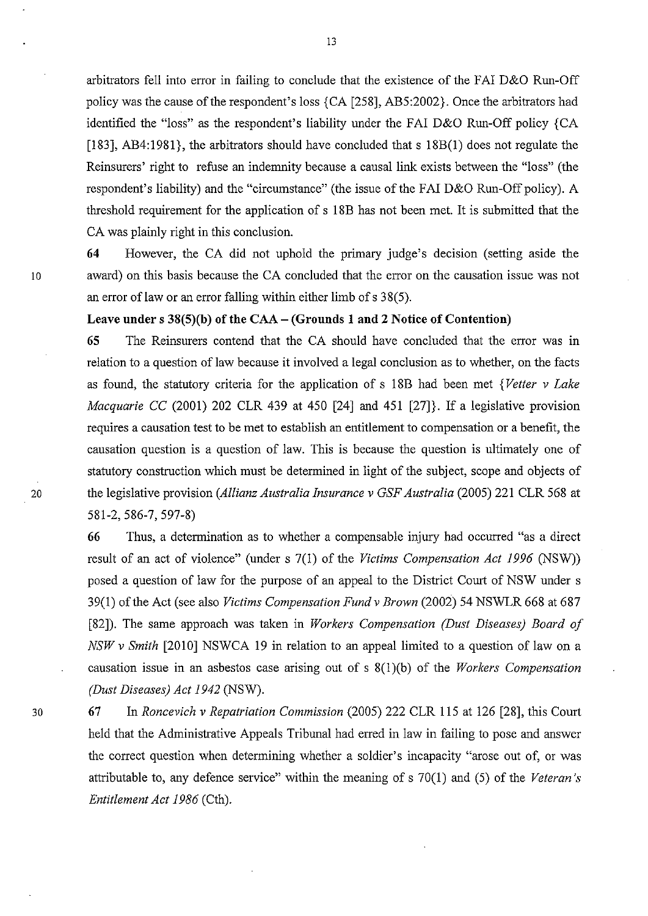arbitrators fell into error in failing to conclude that the existence of the FAI D&O Run-Off policy was the cause of the respondent's loss {CA [258], AB5:2002}. Once the arbitrators had identified the "loss" as the respondent's liability under the FAI D&O Run-Off policy {CA [183], AB4:1981}, the arbitrators should have concluded that s 18B(1) does not regulate the Reinsurers' right to refuse an indemnity because a causal link exists between the "loss" (the respondent's liability) and the "circumstance" (the issue of the FAI D&O Run-Off policy). A threshold requirement for the application of s 18B has not been met. It is submitted that the CA was plainly right in this conclusion.

**64** However, the CA did not uphold the primary judge's decision (setting aside the award) on this basis because the CA concluded that the error on the causation issue was not an error of law or an error falling within either limb of s 38(5).

**Leave under s 38(5)(b) of the CAA – (Grounds 1 and 2 Notice of Contention)**

**65** The Reinsurers contend that the CA should have concluded that the error was in relation to a question of law because it involved a legal conclusion as to whether, on the facts as found, the statutory criteria for the application of s 18B had been met {*Vetter v Lake Macquarie CC* (2001) 202 CLR 439 at 450 [24] and 451 [27]}. If a legislative provision requires a causation test to be met to establish an entitlement to compensation or a benefit, the causation question is a question of law. This is because the question is ultimately one of statutory construction which must be determined in light of the subject, scope and objects of the legislative provision (*Allianz Australia Insurance v GSF Australia* (2005) 221 CLR 568 at 581-2, 586-7, 597-8)

**66** Thus, a determination as to whether a compensable injury had occurred "as a direct result of an act of violence" (under s 7(1) of the *Victims Compensation Act 1996* (NSW)) posed a question of law for the purpose of an appeal to the District Court of NSW under s 39(1) of the Act (see also *Victims Compensation Fund v Brown* (2002) 54 NSWLR 668 at 687 [82]). The same approach was taken in *Workers Compensation (Dust Diseases) Board of NSW v Smith* [2010] NSWCA 19 in relation to an appeal limited to a question of law on a causation issue in an asbestos case arising out of s 8(1)(b) of the *Workers Compensation (Dust Diseases) Act 1942* (NSW).

**67** In *Roncevich v Repatriation Commission* (2005) 222 CLR 115 at 126 [28], this Court held that the Administrative Appeals Tribunal had erred in law in failing to pose and answer the correct question when determining whether a soldier's incapacity "arose out of, or was attributable to, any defence service" within the meaning of s 70(1) and (5) of the *Veteran's Entitlement Act 1986* (Cth).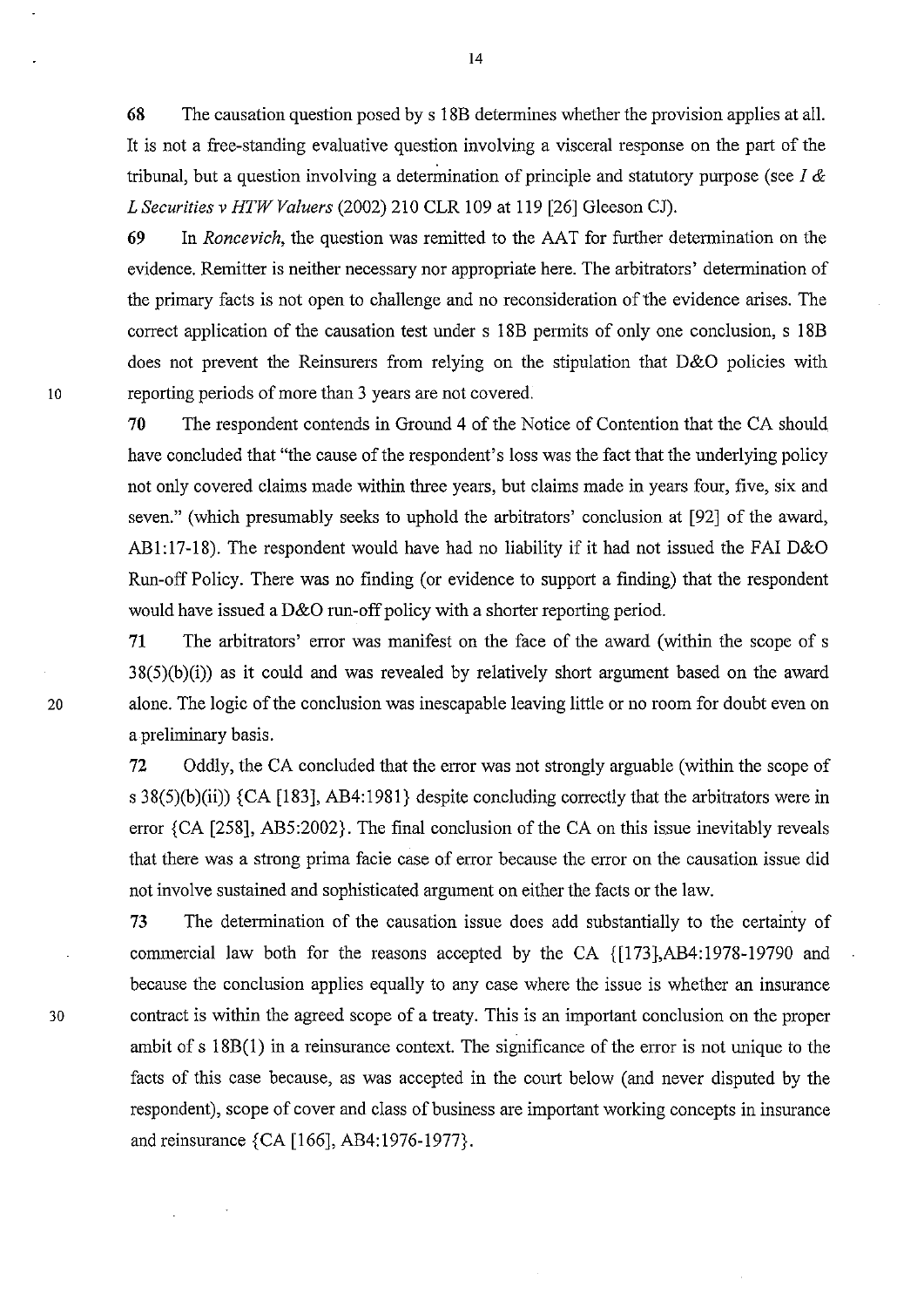**68** The causation question posed by s 18B determines whether the provision applies at all. It is not a free-standing evaluative question involving a visceral response on the part of the tribunal, but a question involving a determination of principle and statutory purpose (see *I & L Securities v HTW Valuers* (2002) 210 CLR 109 at 119 [26] Gleeson CJ).

**69** In *Roncevich*, the question was remitted to the AAT for further determination on the evidence. Remitter is neither necessary nor appropriate here. The arbitrators' determination of the primary facts is not open to challenge and no reconsideration of the evidence arises. The correct application of the causation test under s 18B permits of only one conclusion, s 18B does not prevent the Reinsurers from relying on the stipulation that D&O policies with reporting periods of more than 3 years are not covered.

**70** The respondent contends in Ground 4 of the Notice of Contention that the CA should have concluded that "the cause of the respondent's loss was the fact that the underlying policy not only covered claims made within three years, but claims made in years four, five, six and seven." (which presumably seeks to uphold the arbitrators' conclusion at [92] of the award, AB1:17-18). The respondent would have had no liability if it had not issued the FAI D&O Run-off Policy. There was no finding (or evidence to support a finding) that the respondent would have issued a D&O run-off policy with a shorter reporting period.

**71** The arbitrators' error was manifest on the face of the award (within the scope of s 38(5)(b)(i)) as it could and was revealed by relatively short argument based on the award alone. The logic of the conclusion was inescapable leaving little or no room for doubt even on a preliminary basis.

**72** Oddly, the CA concluded that the error was not strongly arguable (within the scope of s 38(5)(b)(ii)) {CA [183], AB4:1981} despite concluding correctly that the arbitrators were in error {CA [258], AB5:2002}. The final conclusion of the CA on this issue inevitably reveals that there was a strong prima facie case of error because the error on the causation issue did not involve sustained and sophisticated argument on either the facts or the law.

**73** The determination of the causation issue does add substantially to the certainty of commercial law both for the reasons accepted by the CA {[173],AB4:1978-19790 and because the conclusion applies equally to any case where the issue is whether an insurance contract is within the agreed scope of a treaty. This is an important conclusion on the proper ambit of s 18B(1) in a reinsurance context. The significance of the error is not unique to the facts of this case because, as was accepted in the court below (and never disputed by the respondent), scope of cover and class of business are important working concepts in insurance and reinsurance {CA [166], AB4:1976-1977}.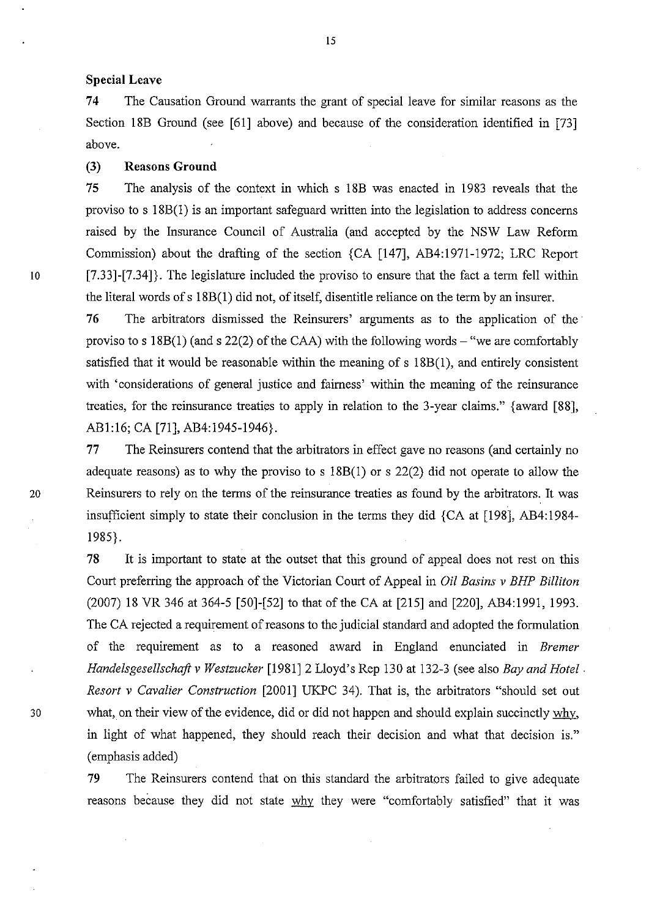**Special Leave**

74 The Causation Ground warrants the grant of special leave for similar reasons as the Section 18B Ground (see [61] above) and because of the consideration identified in [73] above.

**(3) Reasons Ground**

75 The analysis of the context in which s 18B was enacted in 1983 reveals that the proviso to s 18B(1) is an important safeguard written into the legislation to address concerns raised by the Insurance Council of Australia (and accepted by the NSW Law Reform Commission) about the drafting of the section {CA [147], AB4:1971-1972; LRC Report [7.33]-[7.34]}. The legislature included the proviso to ensure that the fact a term fell within the literal words of s 18B(1) did not, of itself, disentitle reliance on the term by an insurer.

76 The arbitrators dismissed the Reinsurers' arguments as to the application of the proviso to s 18B(1) (and s 22(2) of the CAA) with the following words – "we are comfortably satisfied that it would be reasonable within the meaning of s 18B(1), and entirely consistent with 'considerations of general justice and fairness' within the meaning of the reinsurance treaties, for the reinsurance treaties to apply in relation to the 3-year claims." {award [88], AB1:16; CA [71], AB4:1945-1946}.

77 The Reinsurers contend that the arbitrators in effect gave no reasons (and certainly no adequate reasons) as to why the proviso to s 18B(1) or s 22(2) did not operate to allow the Reinsurers to rely on the terms of the reinsurance treaties as found by the arbitrators. It was insufficient simply to state their conclusion in the terms they did {CA at [198], AB4:1984-1985}.

78 It is important to state at the outset that this ground of appeal does not rest on this Court preferring the approach of the Victorian Court of Appeal in *Oil Basins v BHP Billiton* (2007) 18 VR 346 at 364-5 [50]-[52] to that of the CA at [215] and [220], AB4:1991, 1993. The CA rejected a requirement of reasons to the judicial standard and adopted the formulation of the requirement as to a reasoned award in England enunciated in *Bremer Handelsgesellschaft v Westzucker* [1981] 2 Lloyd's Rep 130 at 132-3 (see also *Bay and Hotel Resort v Cavalier Construction* [2001] UKPC 34). That is, the arbitrators "should set out what, on their view of the evidence, did or did not happen and should explain succinctly <u>why</u>, in light of what happened, they should reach their decision and what that decision is." (emphasis added)

79 The Reinsurers contend that on this standard the arbitrators failed to give adequate reasons because they did not state <u>why</u> they were "comfortably satisfied" that it was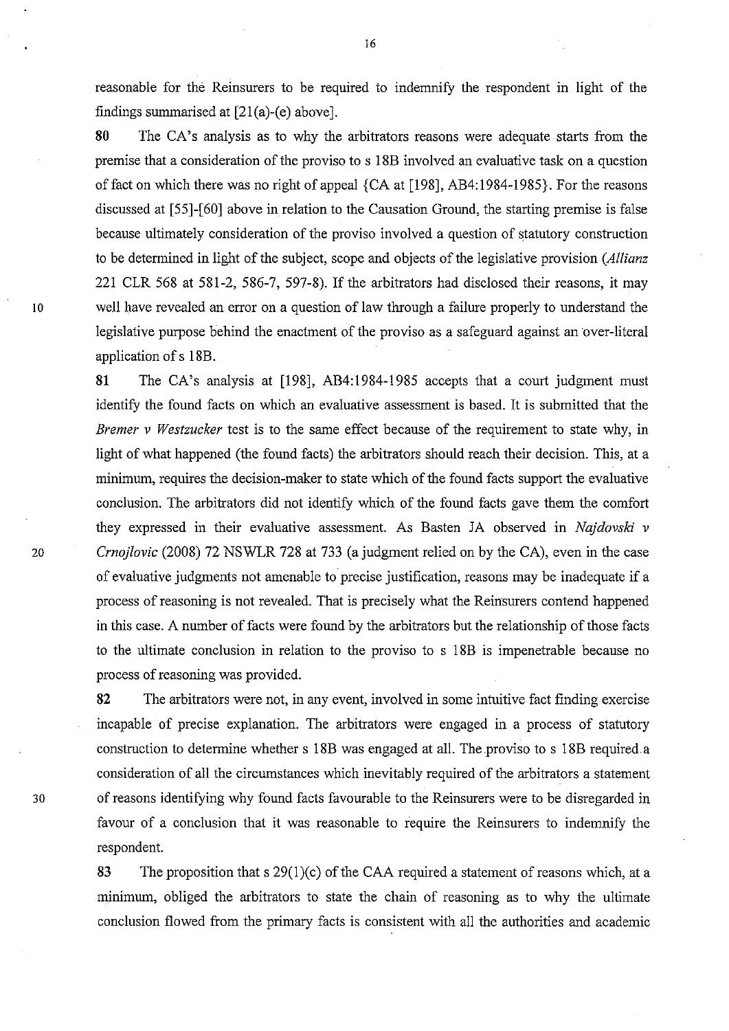reasonable for the Reinsurers to be required to indemnify the respondent in light of the findings summarised at [21(a)-(e) above].

**80** The CA's analysis as to why the arbitrators reasons were adequate starts from the premise that a consideration of the proviso to s 18B involved an evaluative task on a question of fact on which there was no right of appeal {CA at [198], AB4:1984-1985}. For the reasons discussed at [55]-[60] above in relation to the Causation Ground, the starting premise is false because ultimately consideration of the proviso involved a question of statutory construction to be determined in light of the subject, scope and objects of the legislative provision (*Allianz* 221 CLR 568 at 581-2, 586-7, 597-8). If the arbitrators had disclosed their reasons, it may well have revealed an error on a question of law through a failure properly to understand the legislative purpose behind the enactment of the proviso as a safeguard against an over-literal application of s 18B.

**81** The CA's analysis at [198], AB4:1984-1985 accepts that a court judgment must identify the found facts on which an evaluative assessment is based. It is submitted that the *Bremer v Westzucker* test is to the same effect because of the requirement to state why, in light of what happened (the found facts) the arbitrators should reach their decision. This, at a minimum, requires the decision-maker to state which of the found facts support the evaluative conclusion. The arbitrators did not identify which of the found facts gave them the comfort they expressed in their evaluative assessment. As Basten JA observed in *Najdovski v Crnojlovic* (2008) 72 NSWLR 728 at 733 (a judgment relied on by the CA), even in the case of evaluative judgments not amenable to precise justification, reasons may be inadequate if a process of reasoning is not revealed. That is precisely what the Reinsurers contend happened in this case. A number of facts were found by the arbitrators but the relationship of those facts to the ultimate conclusion in relation to the proviso to s 18B is impenetrable because no process of reasoning was provided.

**82** The arbitrators were not, in any event, involved in some intuitive fact finding exercise incapable of precise explanation. The arbitrators were engaged in a process of statutory construction to determine whether s 18B was engaged at all. The proviso to s 18B required a consideration of all the circumstances which inevitably required of the arbitrators a statement of reasons identifying why found facts favourable to the Reinsurers were to be disregarded in favour of a conclusion that it was reasonable to require the Reinsurers to indemnify the respondent.

**83** The proposition that s 29(1)(c) of the CAA required a statement of reasons which, at a minimum, obliged the arbitrators to state the chain of reasoning as to why the ultimate conclusion flowed from the primary facts is consistent with all the authorities and academic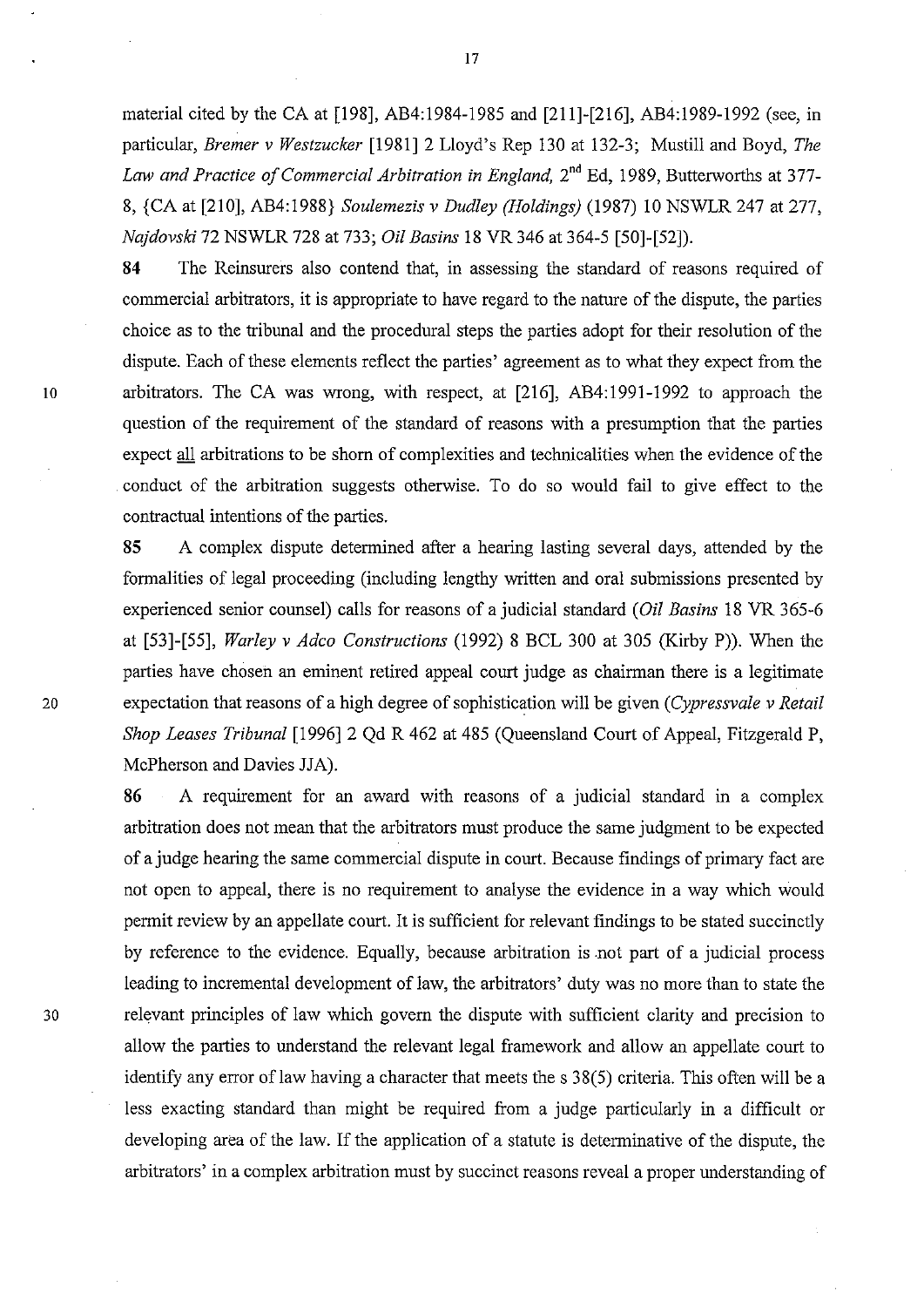material cited by the CA at [198], AB4:1984-1985 and [211]-[216], AB4:1989-1992 (see, in particular, *Bremer v Westzucker* [1981] 2 Lloyd's Rep 130 at 132-3; Mustill and Boyd, *The Law and Practice of Commercial Arbitration in England*, 2nd Ed, 1989, Butterworths at 377-8, {CA at [210], AB4:1988} *Soulemezis v Dudley (Holdings)* (1987) 10 NSWLR 247 at 277, *Najdovski* 72 NSWLR 728 at 733; *Oil Basins* 18 VR 346 at 364-5 [50]-[52]).

**84** The Reinsurers also contend that, in assessing the standard of reasons required of commercial arbitrators, it is appropriate to have regard to the nature of the dispute, the parties choice as to the tribunal and the procedural steps the parties adopt for their resolution of the dispute. Each of these elements reflect the parties' agreement as to what they expect from the arbitrators. The CA was wrong, with respect, at [216], AB4:1991-1992 to approach the question of the requirement of the standard of reasons with a presumption that the parties expect all arbitrations to be shorn of complexities and technicalities when the evidence of the conduct of the arbitration suggests otherwise. To do so would fail to give effect to the contractual intentions of the parties.

**85** A complex dispute determined after a hearing lasting several days, attended by the formalities of legal proceeding (including lengthy written and oral submissions presented by experienced senior counsel) calls for reasons of a judicial standard (*Oil Basins* 18 VR 365-6 at [53]-[55], *Warley v Adco Constructions* (1992) 8 BCL 300 at 305 (Kirby P)). When the parties have chosen an eminent retired appeal court judge as chairman there is a legitimate expectation that reasons of a high degree of sophistication will be given (*Cypressvale v Retail Shop Leases Tribunal* [1996] 2 Qd R 462 at 485 (Queensland Court of Appeal, Fitzgerald P, McPherson and Davies JJA).

**86** A requirement for an award with reasons of a judicial standard in a complex arbitration does not mean that the arbitrators must produce the same judgment to be expected of a judge hearing the same commercial dispute in court. Because findings of primary fact are not open to appeal, there is no requirement to analyse the evidence in a way which would permit review by an appellate court. It is sufficient for relevant findings to be stated succinctly by reference to the evidence. Equally, because arbitration is not part of a judicial process leading to incremental development of law, the arbitrators' duty was no more than to state the relevant principles of law which govern the dispute with sufficient clarity and precision to allow the parties to understand the relevant legal framework and allow an appellate court to identify any error of law having a character that meets the s 38(5) criteria. This often will be a less exacting standard than might be required from a judge particularly in a difficult or developing area of the law. If the application of a statute is determinative of the dispute, the arbitrators' in a complex arbitration must by succinct reasons reveal a proper understanding of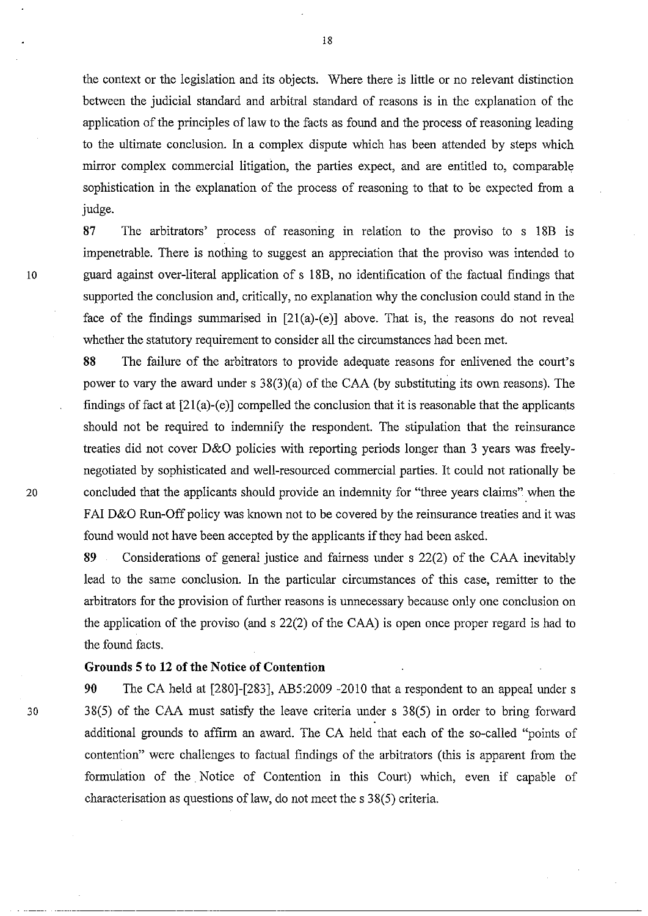the context or the legislation and its objects. Where there is little or no relevant distinction between the judicial standard and arbitral standard of reasons is in the explanation of the application of the principles of law to the facts as found and the process of reasoning leading to the ultimate conclusion. In a complex dispute which has been attended by steps which mirror complex commercial litigation, the parties expect, and are entitled to, comparable sophistication in the explanation of the process of reasoning to that to be expected from a judge.

**87** The arbitrators' process of reasoning in relation to the proviso to s 18B is impenetrable. There is nothing to suggest an appreciation that the proviso was intended to guard against over-literal application of s 18B, no identification of the factual findings that supported the conclusion and, critically, no explanation why the conclusion could stand in the face of the findings summarised in [21(a)-(e)] above. That is, the reasons do not reveal whether the statutory requirement to consider all the circumstances had been met.

**88** The failure of the arbitrators to provide adequate reasons for enlivened the court's power to vary the award under s 38(3)(a) of the CAA (by substituting its own reasons). The findings of fact at [21(a)-(e)] compelled the conclusion that it is reasonable that the applicants should not be required to indemnify the respondent. The stipulation that the reinsurance treaties did not cover D&O policies with reporting periods longer than 3 years was freely-negotiated by sophisticated and well-resourced commercial parties. It could not rationally be concluded that the applicants should provide an indemnity for "three years claims" when the FAI D&O Run-Off policy was known not to be covered by the reinsurance treaties and it was found would not have been accepted by the applicants if they had been asked.

**89** Considerations of general justice and fairness under s 22(2) of the CAA inevitably lead to the same conclusion. In the particular circumstances of this case, remitter to the arbitrators for the provision of further reasons is unnecessary because only one conclusion on the application of the proviso (and s 22(2) of the CAA) is open once proper regard is had to the found facts.

**Grounds 5 to 12 of the Notice of Contention**

**90** The CA held at [280]-[283], AB5:2009 -2010 that a respondent to an appeal under s 38(5) of the CAA must satisfy the leave criteria under s 38(5) in order to bring forward additional grounds to affirm an award. The CA held that each of the so-called "points of contention" were challenges to factual findings of the arbitrators (this is apparent from the formulation of the Notice of Contention in this Court) which, even if capable of characterisation as questions of law, do not meet the s 38(5) criteria.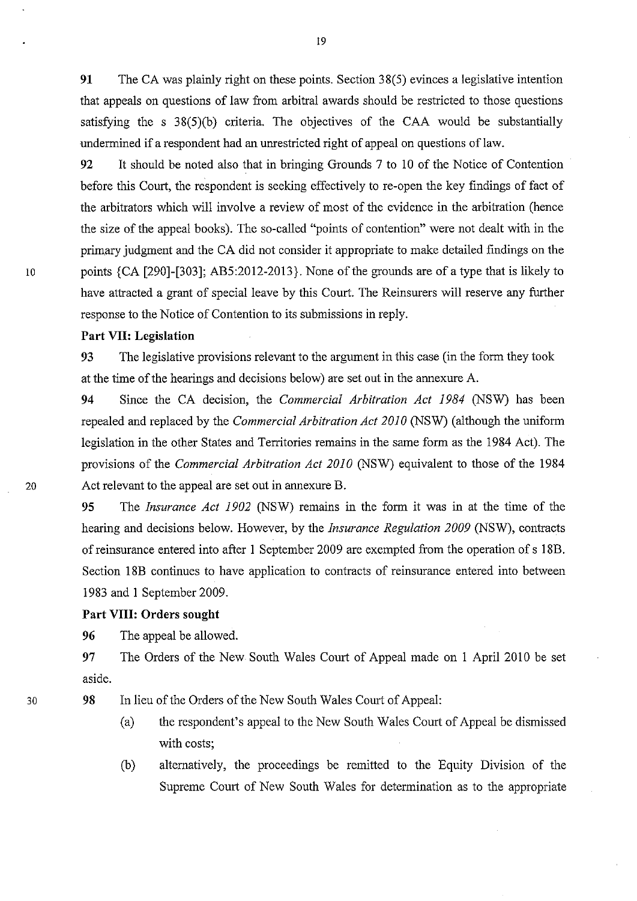**91** The CA was plainly right on these points. Section 38(5) evinces a legislative intention that appeals on questions of law from arbitral awards should be restricted to those questions satisfying the s 38(5)(b) criteria. The objectives of the CAA would be substantially undermined if a respondent had an unrestricted right of appeal on questions of law.

**92** It should be noted also that in bringing Grounds 7 to 10 of the Notice of Contention before this Court, the respondent is seeking effectively to re-open the key findings of fact of the arbitrators which will involve a review of most of the evidence in the arbitration (hence the size of the appeal books). The so-called "points of contention" were not dealt with in the primary judgment and the CA did not consider it appropriate to make detailed findings on the points {CA [290]-[303]; AB5:2012-2013}. None of the grounds are of a type that is likely to have attracted a grant of special leave by this Court. The Reinsurers will reserve any further response to the Notice of Contention to its submissions in reply.

**Part VII: Legislation**

**93** The legislative provisions relevant to the argument in this case (in the form they took at the time of the hearings and decisions below) are set out in the annexure A.

**94** Since the CA decision, the *Commercial Arbitration Act 1984* (NSW) has been repealed and replaced by the *Commercial Arbitration Act 2010* (NSW) (although the uniform legislation in the other States and Territories remains in the same form as the 1984 Act). The provisions of the *Commercial Arbitration Act 2010* (NSW) equivalent to those of the 1984 Act relevant to the appeal are set out in annexure B.

**95** The *Insurance Act 1902* (NSW) remains in the form it was in at the time of the hearing and decisions below. However, by the *Insurance Regulation 2009* (NSW), contracts of reinsurance entered into after 1 September 2009 are exempted from the operation of s 18B. Section 18B continues to have application to contracts of reinsurance entered into between 1983 and 1 September 2009.

**Part VIII: Orders sought**

**96** The appeal be allowed.

**97** The Orders of the New South Wales Court of Appeal made on 1 April 2010 be set aside.

**98** In lieu of the Orders of the New South Wales Court of Appeal:

(a) the respondent's appeal to the New South Wales Court of Appeal be dismissed with costs;

(b) alternatively, the proceedings be remitted to the Equity Division of the Supreme Court of New South Wales for determination as to the appropriate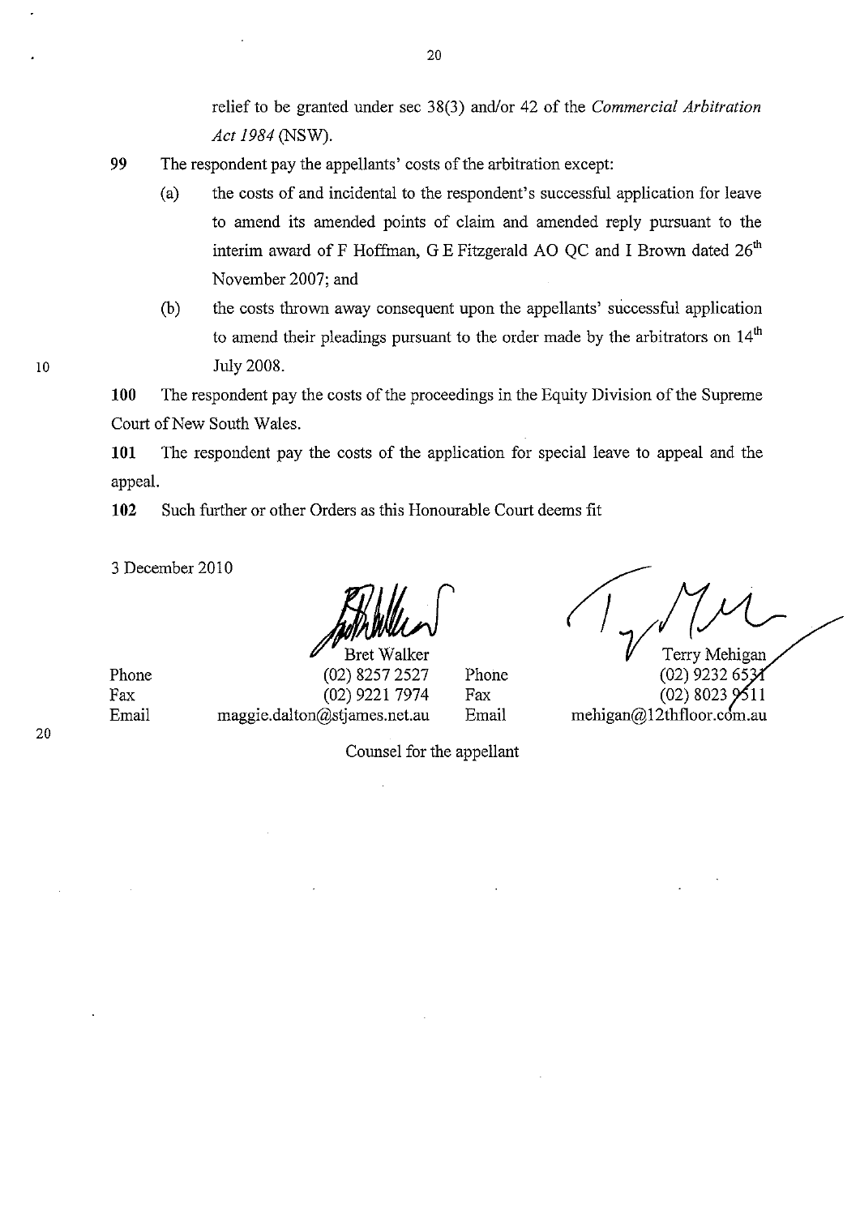relief to be granted under sec 38(3) and/or 42 of the *Commercial Arbitration Act 1984* (NSW).

**99** The respondent pay the appellants' costs of the arbitration except:

(a) the costs of and incidental to the respondent's successful application for leave to amend its amended points of claim and amended reply pursuant to the interim award of F Hoffman, G E Fitzgerald AO QC and I Brown dated 26th November 2007; and

(b) the costs thrown away consequent upon the appellants' successful application to amend their pleadings pursuant to the order made by the arbitrators on 14th July 2008.

**100** The respondent pay the costs of the proceedings in the Equity Division of the Supreme Court of New South Wales.

**101** The respondent pay the costs of the application for special leave to appeal and the appeal.

**102** Such further or other Orders as this Honourable Court deems fit

3 December 2010

Bret Walker
Phone (02) 8257 2527
Fax (02) 9221 7974
Email maggie.dalton@stjames.net.au

Terry Mehigan
Phone (02) 9232 6531
Fax (02) 8023 9511
Email mehigan@12thfloor.com.au

Counsel for the appellant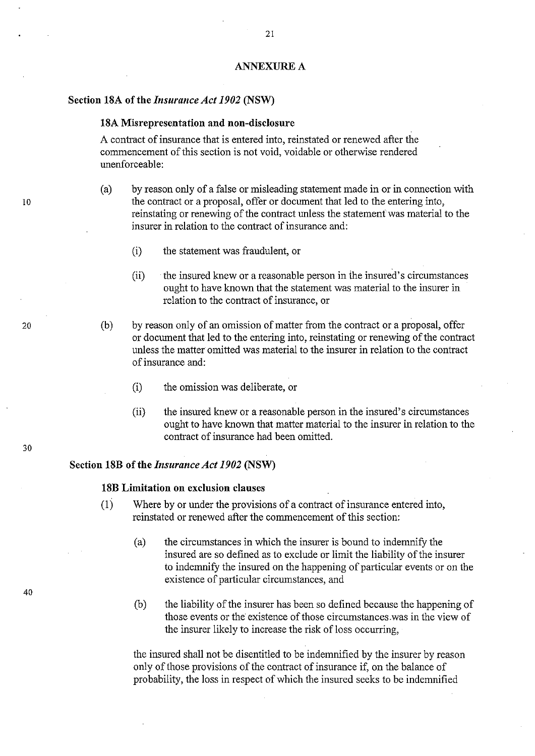## ANNEXURE A

### Section 18A of the *Insurance Act 1902* (NSW)

**18A Misrepresentation and non-disclosure**

A contract of insurance that is entered into, reinstated or renewed after the commencement of this section is not void, voidable or otherwise rendered unenforceable:

(a) by reason only of a false or misleading statement made in or in connection with the contract or a proposal, offer or document that led to the entering into, reinstating or renewing of the contract unless the statement was material to the insurer in relation to the contract of insurance and:

  (i) the statement was fraudulent, or

  (ii) the insured knew or a reasonable person in the insured's circumstances ought to have known that the statement was material to the insurer in relation to the contract of insurance, or

(b) by reason only of an omission of matter from the contract or a proposal, offer or document that led to the entering into, reinstating or renewing of the contract unless the matter omitted was material to the insurer in relation to the contract of insurance and:

  (i) the omission was deliberate, or

  (ii) the insured knew or a reasonable person in the insured's circumstances ought to have known that matter material to the insurer in relation to the contract of insurance had been omitted.

### Section 18B of the *Insurance Act 1902* (NSW)

**18B Limitation on exclusion clauses**

(1) Where by or under the provisions of a contract of insurance entered into, reinstated or renewed after the commencement of this section:

  (a) the circumstances in which the insurer is bound to indemnify the insured are so defined as to exclude or limit the liability of the insurer to indemnify the insured on the happening of particular events or on the existence of particular circumstances, and

  (b) the liability of the insurer has been so defined because the happening of those events or the existence of those circumstances was in the view of the insurer likely to increase the risk of loss occurring,

the insured shall not be disentitled to be indemnified by the insurer by reason only of those provisions of the contract of insurance if, on the balance of probability, the loss in respect of which the insured seeks to be indemnified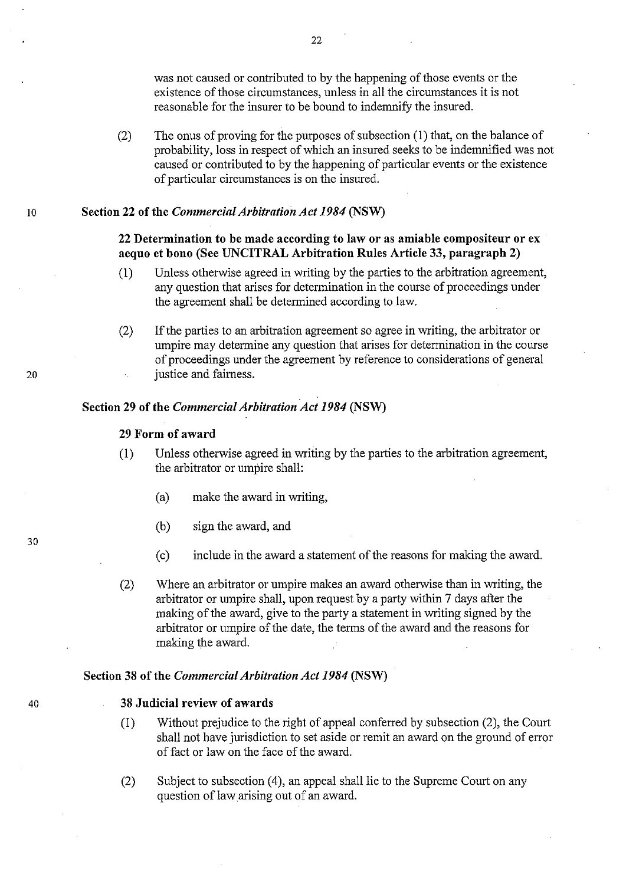was not caused or contributed to by the happening of those events or the existence of those circumstances, unless in all the circumstances it is not reasonable for the insurer to be bound to indemnify the insured.

(2) The onus of proving for the purposes of subsection (1) that, on the balance of probability, loss in respect of which an insured seeks to be indemnified was not caused or contributed to by the happening of particular events or the existence of particular circumstances is on the insured.

**Section 22 of the *Commercial Arbitration Act 1984* (NSW)**

**22 Determination to be made according to law or as amiable compositeur or ex aequo et bono (See UNCITRAL Arbitration Rules Article 33, paragraph 2)**

(1) Unless otherwise agreed in writing by the parties to the arbitration agreement, any question that arises for determination in the course of proceedings under the agreement shall be determined according to law.

(2) If the parties to an arbitration agreement so agree in writing, the arbitrator or umpire may determine any question that arises for determination in the course of proceedings under the agreement by reference to considerations of general justice and fairness.

**Section 29 of the *Commercial Arbitration Act 1984* (NSW)**

**29 Form of award**

(1) Unless otherwise agreed in writing by the parties to the arbitration agreement, the arbitrator or umpire shall:

(a) make the award in writing,

(b) sign the award, and

(c) include in the award a statement of the reasons for making the award.

(2) Where an arbitrator or umpire makes an award otherwise than in writing, the arbitrator or umpire shall, upon request by a party within 7 days after the making of the award, give to the party a statement in writing signed by the arbitrator or umpire of the date, the terms of the award and the reasons for making the award.

**Section 38 of the *Commercial Arbitration Act 1984* (NSW)**

**38 Judicial review of awards**

(1) Without prejudice to the right of appeal conferred by subsection (2), the Court shall not have jurisdiction to set aside or remit an award on the ground of error of fact or law on the face of the award.

(2) Subject to subsection (4), an appeal shall lie to the Supreme Court on any question of law arising out of an award.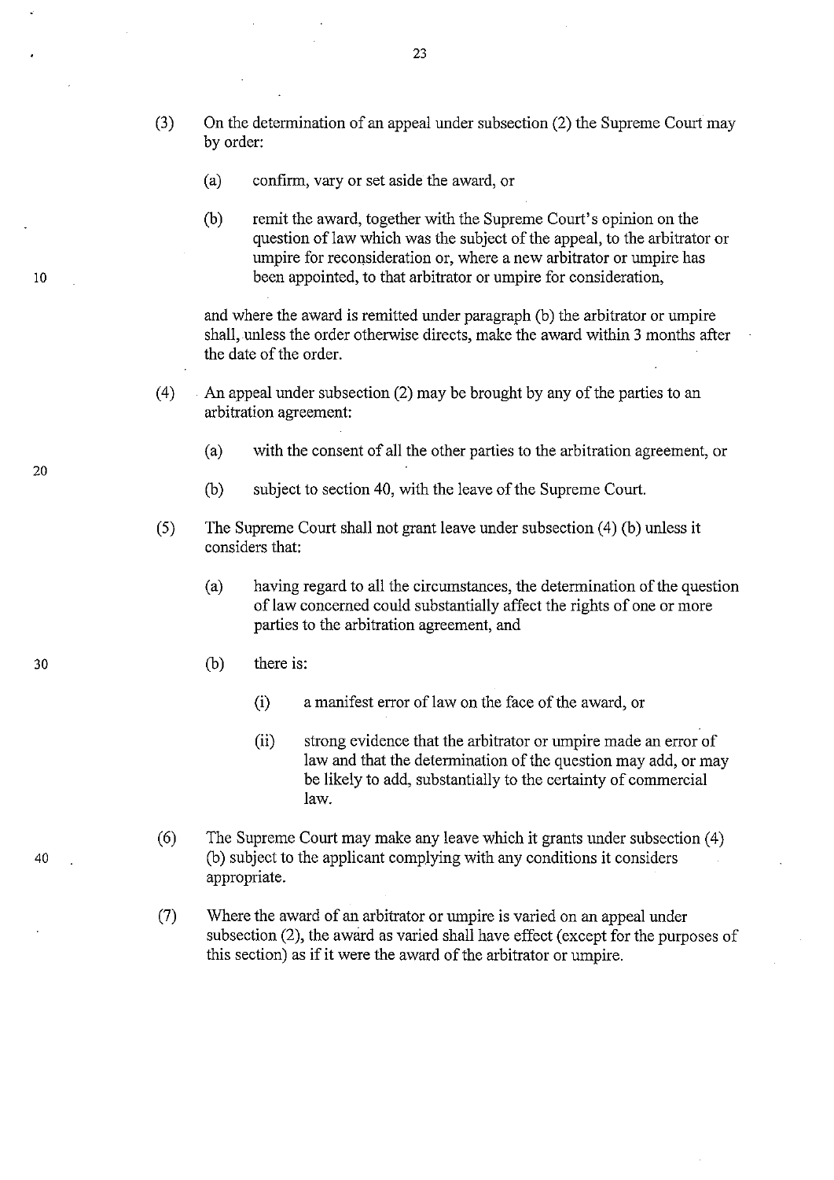(3) On the determination of an appeal under subsection (2) the Supreme Court may by order:

   (a) confirm, vary or set aside the award, or

   (b) remit the award, together with the Supreme Court's opinion on the question of law which was the subject of the appeal, to the arbitrator or umpire for reconsideration or, where a new arbitrator or umpire has been appointed, to that arbitrator or umpire for consideration,

   and where the award is remitted under paragraph (b) the arbitrator or umpire shall, unless the order otherwise directs, make the award within 3 months after the date of the order.

(4) An appeal under subsection (2) may be brought by any of the parties to an arbitration agreement:

   (a) with the consent of all the other parties to the arbitration agreement, or

   (b) subject to section 40, with the leave of the Supreme Court.

(5) The Supreme Court shall not grant leave under subsection (4) (b) unless it considers that:

   (a) having regard to all the circumstances, the determination of the question of law concerned could substantially affect the rights of one or more parties to the arbitration agreement, and

   (b) there is:

      (i) a manifest error of law on the face of the award, or

      (ii) strong evidence that the arbitrator or umpire made an error of law and that the determination of the question may add, or may be likely to add, substantially to the certainty of commercial law.

(6) The Supreme Court may make any leave which it grants under subsection (4) (b) subject to the applicant complying with any conditions it considers appropriate.

(7) Where the award of an arbitrator or umpire is varied on an appeal under subsection (2), the award as varied shall have effect (except for the purposes of this section) as if it were the award of the arbitrator or umpire.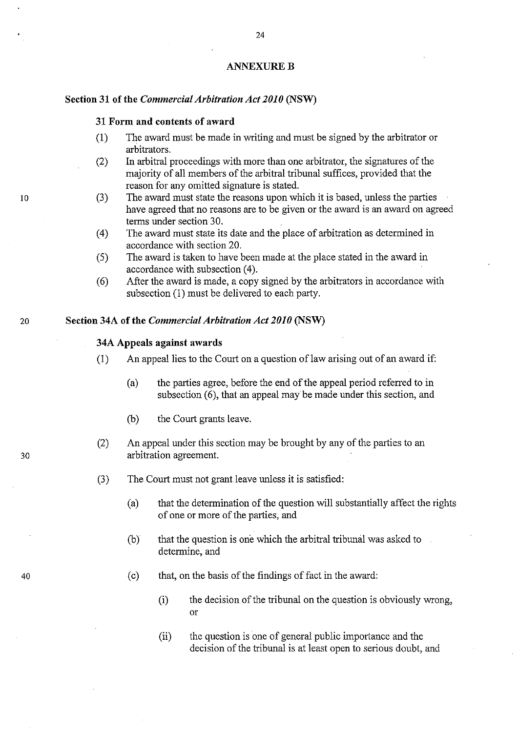## ANNEXURE B

### Section 31 of the *Commercial Arbitration Act 2010* (NSW)

**31 Form and contents of award**

(1) The award must be made in writing and must be signed by the arbitrator or arbitrators.

(2) In arbitral proceedings with more than one arbitrator, the signatures of the majority of all members of the arbitral tribunal suffices, provided that the reason for any omitted signature is stated.

(3) The award must state the reasons upon which it is based, unless the parties have agreed that no reasons are to be given or the award is an award on agreed terms under section 30.

(4) The award must state its date and the place of arbitration as determined in accordance with section 20.

(5) The award is taken to have been made at the place stated in the award in accordance with subsection (4).

(6) After the award is made, a copy signed by the arbitrators in accordance with subsection (1) must be delivered to each party.

### Section 34A of the *Commercial Arbitration Act 2010* (NSW)

**34A Appeals against awards**

(1) An appeal lies to the Court on a question of law arising out of an award if:

   (a) the parties agree, before the end of the appeal period referred to in subsection (6), that an appeal may be made under this section, and

   (b) the Court grants leave.

(2) An appeal under this section may be brought by any of the parties to an arbitration agreement.

(3) The Court must not grant leave unless it is satisfied:

   (a) that the determination of the question will substantially affect the rights of one or more of the parties, and

   (b) that the question is one which the arbitral tribunal was asked to determine, and

   (c) that, on the basis of the findings of fact in the award:

      (i) the decision of the tribunal on the question is obviously wrong, or

      (ii) the question is one of general public importance and the decision of the tribunal is at least open to serious doubt, and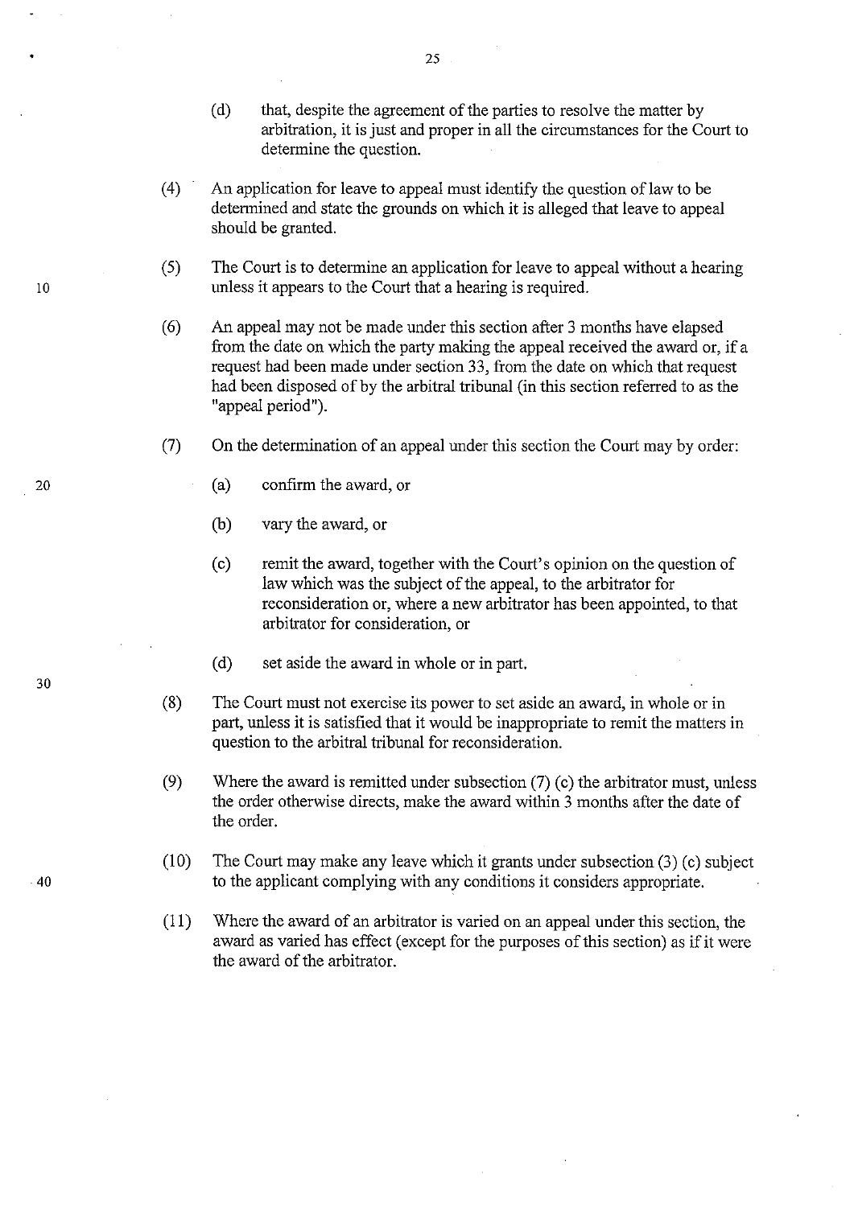(d) that, despite the agreement of the parties to resolve the matter by arbitration, it is just and proper in all the circumstances for the Court to determine the question.

(4) An application for leave to appeal must identify the question of law to be determined and state the grounds on which it is alleged that leave to appeal should be granted.

(5) The Court is to determine an application for leave to appeal without a hearing unless it appears to the Court that a hearing is required.

(6) An appeal may not be made under this section after 3 months have elapsed from the date on which the party making the appeal received the award or, if a request had been made under section 33, from the date on which that request had been disposed of by the arbitral tribunal (in this section referred to as the "appeal period").

(7) On the determination of an appeal under this section the Court may by order:

(a) confirm the award, or

(b) vary the award, or

(c) remit the award, together with the Court's opinion on the question of law which was the subject of the appeal, to the arbitrator for reconsideration or, where a new arbitrator has been appointed, to that arbitrator for consideration, or

(d) set aside the award in whole or in part.

(8) The Court must not exercise its power to set aside an award, in whole or in part, unless it is satisfied that it would be inappropriate to remit the matters in question to the arbitral tribunal for reconsideration.

(9) Where the award is remitted under subsection (7) (c) the arbitrator must, unless the order otherwise directs, make the award within 3 months after the date of the order.

(10) The Court may make any leave which it grants under subsection (3) (c) subject to the applicant complying with any conditions it considers appropriate.

(11) Where the award of an arbitrator is varied on an appeal under this section, the award as varied has effect (except for the purposes of this section) as if it were the award of the arbitrator.